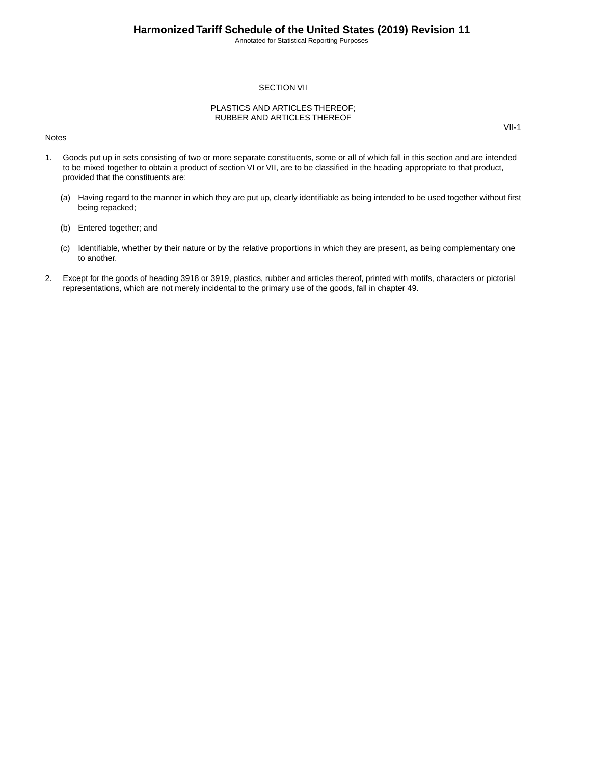# SECTION VII

## PLASTICS AND ARTICLES THEREOF;
## RUBBER AND ARTICLES THEREOF

VII-1

Notes

1. Goods put up in sets consisting of two or more separate constituents, some or all of which fall in this section and are intended to be mixed together to obtain a product of section VI or VII, are to be classified in the heading appropriate to that product, provided that the constituents are:

   (a) Having regard to the manner in which they are put up, clearly identifiable as being intended to be used together without first being repacked;

   (b) Entered together; and

   (c) Identifiable, whether by their nature or by the relative proportions in which they are present, as being complementary one to another.

2. Except for the goods of heading 3918 or 3919, plastics, rubber and articles thereof, printed with motifs, characters or pictorial representations, which are not merely incidental to the primary use of the goods, fall in chapter 49.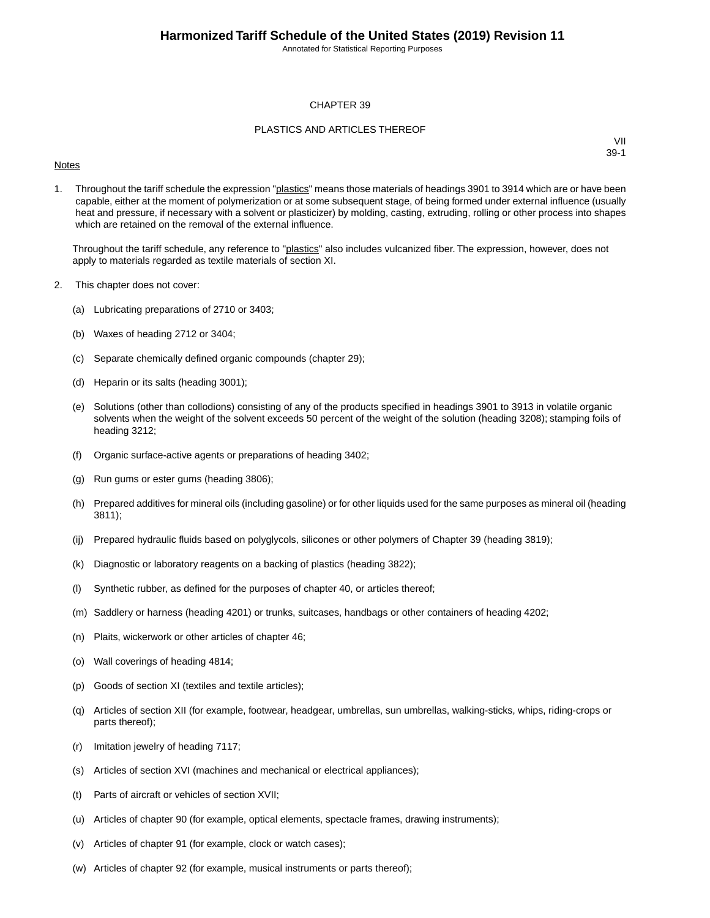# CHAPTER 39

## PLASTICS AND ARTICLES THEREOF

VII
39-1

Notes

1. Throughout the tariff schedule the expression "plastics" means those materials of headings 3901 to 3914 which are or have been capable, either at the moment of polymerization or at some subsequent stage, of being formed under external influence (usually heat and pressure, if necessary with a solvent or plasticizer) by molding, casting, extruding, rolling or other process into shapes which are retained on the removal of the external influence.

   Throughout the tariff schedule, any reference to "plastics" also includes vulcanized fiber. The expression, however, does not apply to materials regarded as textile materials of section XI.

2. This chapter does not cover:

   (a) Lubricating preparations of 2710 or 3403;

   (b) Waxes of heading 2712 or 3404;

   (c) Separate chemically defined organic compounds (chapter 29);

   (d) Heparin or its salts (heading 3001);

   (e) Solutions (other than collodions) consisting of any of the products specified in headings 3901 to 3913 in volatile organic solvents when the weight of the solvent exceeds 50 percent of the weight of the solution (heading 3208); stamping foils of heading 3212;

   (f) Organic surface-active agents or preparations of heading 3402;

   (g) Run gums or ester gums (heading 3806);

   (h) Prepared additives for mineral oils (including gasoline) or for other liquids used for the same purposes as mineral oil (heading 3811);

   (ij) Prepared hydraulic fluids based on polyglycols, silicones or other polymers of Chapter 39 (heading 3819);

   (k) Diagnostic or laboratory reagents on a backing of plastics (heading 3822);

   (l) Synthetic rubber, as defined for the purposes of chapter 40, or articles thereof;

   (m) Saddlery or harness (heading 4201) or trunks, suitcases, handbags or other containers of heading 4202;

   (n) Plaits, wickerwork or other articles of chapter 46;

   (o) Wall coverings of heading 4814;

   (p) Goods of section XI (textiles and textile articles);

   (q) Articles of section XII (for example, footwear, headgear, umbrellas, sun umbrellas, walking-sticks, whips, riding-crops or parts thereof);

   (r) Imitation jewelry of heading 7117;

   (s) Articles of section XVI (machines and mechanical or electrical appliances);

   (t) Parts of aircraft or vehicles of section XVII;

   (u) Articles of chapter 90 (for example, optical elements, spectacle frames, drawing instruments);

   (v) Articles of chapter 91 (for example, clock or watch cases);

   (w) Articles of chapter 92 (for example, musical instruments or parts thereof);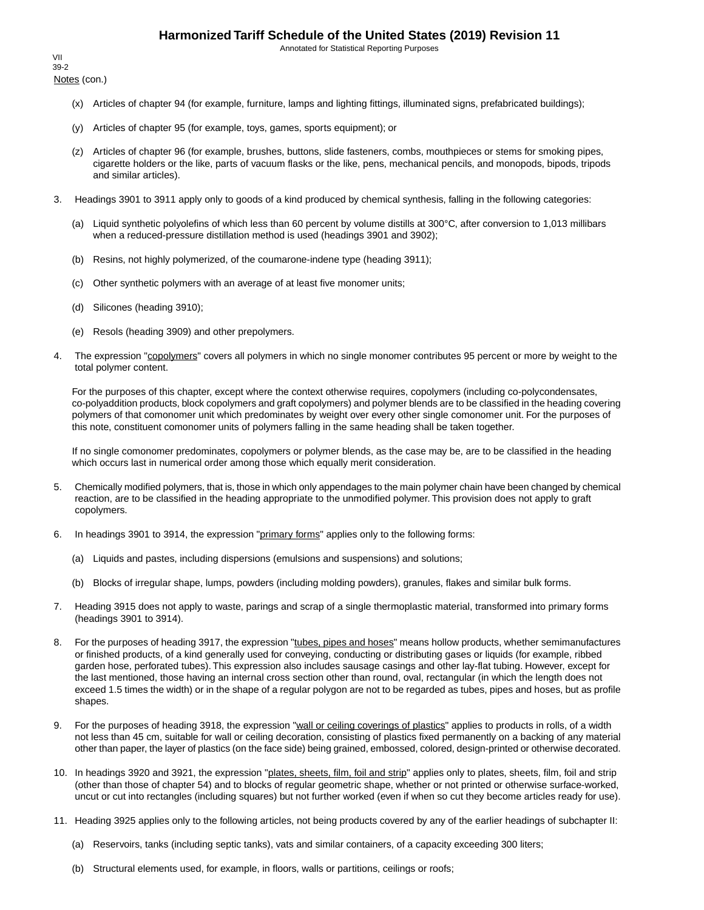Notes (con.)

(x) Articles of chapter 94 (for example, furniture, lamps and lighting fittings, illuminated signs, prefabricated buildings);

(y) Articles of chapter 95 (for example, toys, games, sports equipment); or

(z) Articles of chapter 96 (for example, brushes, buttons, slide fasteners, combs, mouthpieces or stems for smoking pipes, cigarette holders or the like, parts of vacuum flasks or the like, pens, mechanical pencils, and monopods, bipods, tripods and similar articles).

3. Headings 3901 to 3911 apply only to goods of a kind produced by chemical synthesis, falling in the following categories:

   (a) Liquid synthetic polyolefins of which less than 60 percent by volume distills at 300°C, after conversion to 1,013 millibars when a reduced-pressure distillation method is used (headings 3901 and 3902);

   (b) Resins, not highly polymerized, of the coumarone-indene type (heading 3911);

   (c) Other synthetic polymers with an average of at least five monomer units;

   (d) Silicones (heading 3910);

   (e) Resols (heading 3909) and other prepolymers.

4. The expression "copolymers" covers all polymers in which no single monomer contributes 95 percent or more by weight to the total polymer content.

   For the purposes of this chapter, except where the context otherwise requires, copolymers (including co-polycondensates, co-polyaddition products, block copolymers and graft copolymers) and polymer blends are to be classified in the heading covering polymers of that comonomer unit which predominates by weight over every other single comonomer unit. For the purposes of this note, constituent comonomer units of polymers falling in the same heading shall be taken together.

   If no single comonomer predominates, copolymers or polymer blends, as the case may be, are to be classified in the heading which occurs last in numerical order among those which equally merit consideration.

5. Chemically modified polymers, that is, those in which only appendages to the main polymer chain have been changed by chemical reaction, are to be classified in the heading appropriate to the unmodified polymer. This provision does not apply to graft copolymers.

6. In headings 3901 to 3914, the expression "primary forms" applies only to the following forms:

   (a) Liquids and pastes, including dispersions (emulsions and suspensions) and solutions;

   (b) Blocks of irregular shape, lumps, powders (including molding powders), granules, flakes and similar bulk forms.

7. Heading 3915 does not apply to waste, parings and scrap of a single thermoplastic material, transformed into primary forms (headings 3901 to 3914).

8. For the purposes of heading 3917, the expression "tubes, pipes and hoses" means hollow products, whether semimanufactures or finished products, of a kind generally used for conveying, conducting or distributing gases or liquids (for example, ribbed garden hose, perforated tubes). This expression also includes sausage casings and other lay-flat tubing. However, except for the last mentioned, those having an internal cross section other than round, oval, rectangular (in which the length does not exceed 1.5 times the width) or in the shape of a regular polygon are not to be regarded as tubes, pipes and hoses, but as profile shapes.

9. For the purposes of heading 3918, the expression "wall or ceiling coverings of plastics" applies to products in rolls, of a width not less than 45 cm, suitable for wall or ceiling decoration, consisting of plastics fixed permanently on a backing of any material other than paper, the layer of plastics (on the face side) being grained, embossed, colored, design-printed or otherwise decorated.

10. In headings 3920 and 3921, the expression "plates, sheets, film, foil and strip" applies only to plates, sheets, film, foil and strip (other than those of chapter 54) and to blocks of regular geometric shape, whether or not printed or otherwise surface-worked, uncut or cut into rectangles (including squares) but not further worked (even if when so cut they become articles ready for use).

11. Heading 3925 applies only to the following articles, not being products covered by any of the earlier headings of subchapter II:

    (a) Reservoirs, tanks (including septic tanks), vats and similar containers, of a capacity exceeding 300 liters;

    (b) Structural elements used, for example, in floors, walls or partitions, ceilings or roofs;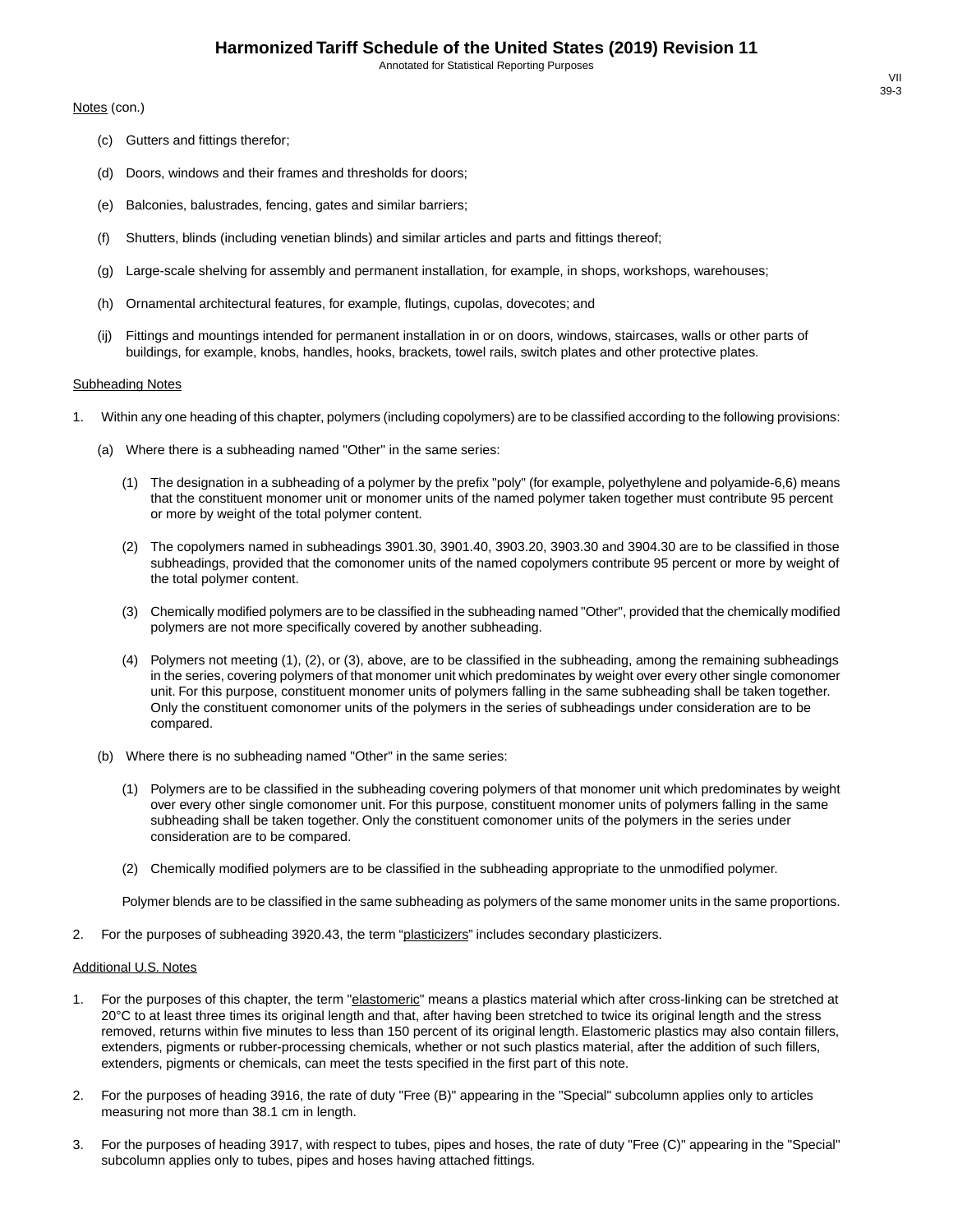Notes (con.)

(c) Gutters and fittings therefor;

(d) Doors, windows and their frames and thresholds for doors;

(e) Balconies, balustrades, fencing, gates and similar barriers;

(f) Shutters, blinds (including venetian blinds) and similar articles and parts and fittings thereof;

(g) Large-scale shelving for assembly and permanent installation, for example, in shops, workshops, warehouses;

(h) Ornamental architectural features, for example, flutings, cupolas, dovecotes; and

(ij) Fittings and mountings intended for permanent installation in or on doors, windows, staircases, walls or other parts of buildings, for example, knobs, handles, hooks, brackets, towel rails, switch plates and other protective plates.

Subheading Notes

1. Within any one heading of this chapter, polymers (including copolymers) are to be classified according to the following provisions:

   (a) Where there is a subheading named "Other" in the same series:

      (1) The designation in a subheading of a polymer by the prefix "poly" (for example, polyethylene and polyamide-6,6) means that the constituent monomer unit or monomer units of the named polymer taken together must contribute 95 percent or more by weight of the total polymer content.

      (2) The copolymers named in subheadings 3901.30, 3901.40, 3903.20, 3903.30 and 3904.30 are to be classified in those subheadings, provided that the comonomer units of the named copolymers contribute 95 percent or more by weight of the total polymer content.

      (3) Chemically modified polymers are to be classified in the subheading named "Other", provided that the chemically modified polymers are not more specifically covered by another subheading.

      (4) Polymers not meeting (1), (2), or (3), above, are to be classified in the subheading, among the remaining subheadings in the series, covering polymers of that monomer unit which predominates by weight over every other single comonomer unit. For this purpose, constituent monomer units of polymers falling in the same subheading shall be taken together. Only the constituent comonomer units of the polymers in the series of subheadings under consideration are to be compared.

   (b) Where there is no subheading named "Other" in the same series:

      (1) Polymers are to be classified in the subheading covering polymers of that monomer unit which predominates by weight over every other single comonomer unit. For this purpose, constituent monomer units of polymers falling in the same subheading shall be taken together. Only the constituent comonomer units of the polymers in the series under consideration are to be compared.

      (2) Chemically modified polymers are to be classified in the subheading appropriate to the unmodified polymer.

   Polymer blends are to be classified in the same subheading as polymers of the same monomer units in the same proportions.

2. For the purposes of subheading 3920.43, the term "plasticizers" includes secondary plasticizers.

Additional U.S. Notes

1. For the purposes of this chapter, the term "elastomeric" means a plastics material which after cross-linking can be stretched at 20°C to at least three times its original length and that, after having been stretched to twice its original length and the stress removed, returns within five minutes to less than 150 percent of its original length. Elastomeric plastics may also contain fillers, extenders, pigments or rubber-processing chemicals, whether or not such plastics material, after the addition of such fillers, extenders, pigments or chemicals, can meet the tests specified in the first part of this note.

2. For the purposes of heading 3916, the rate of duty "Free (B)" appearing in the "Special" subcolumn applies only to articles measuring not more than 38.1 cm in length.

3. For the purposes of heading 3917, with respect to tubes, pipes and hoses, the rate of duty "Free (C)" appearing in the "Special" subcolumn applies only to tubes, pipes and hoses having attached fittings.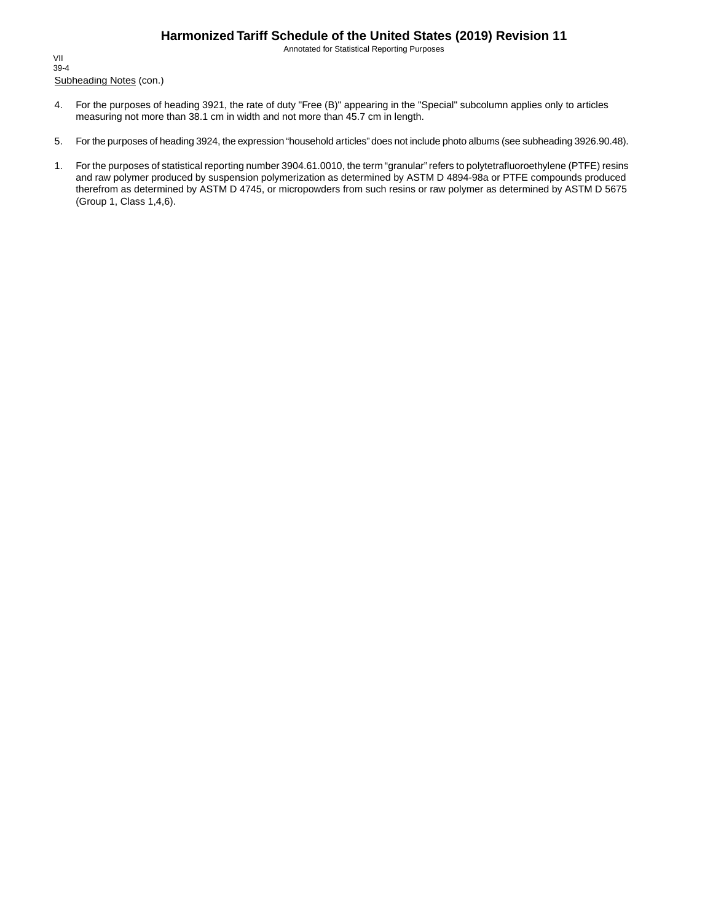Subheading Notes (con.)

4. For the purposes of heading 3921, the rate of duty "Free (B)" appearing in the "Special" subcolumn applies only to articles measuring not more than 38.1 cm in width and not more than 45.7 cm in length.

5. For the purposes of heading 3924, the expression “household articles” does not include photo albums (see subheading 3926.90.48).

1. For the purposes of statistical reporting number 3904.61.0010, the term “granular” refers to polytetrafluoroethylene (PTFE) resins and raw polymer produced by suspension polymerization as determined by ASTM D 4894-98a or PTFE compounds produced therefrom as determined by ASTM D 4745, or micropowders from such resins or raw polymer as determined by ASTM D 5675 (Group 1, Class 1,4,6).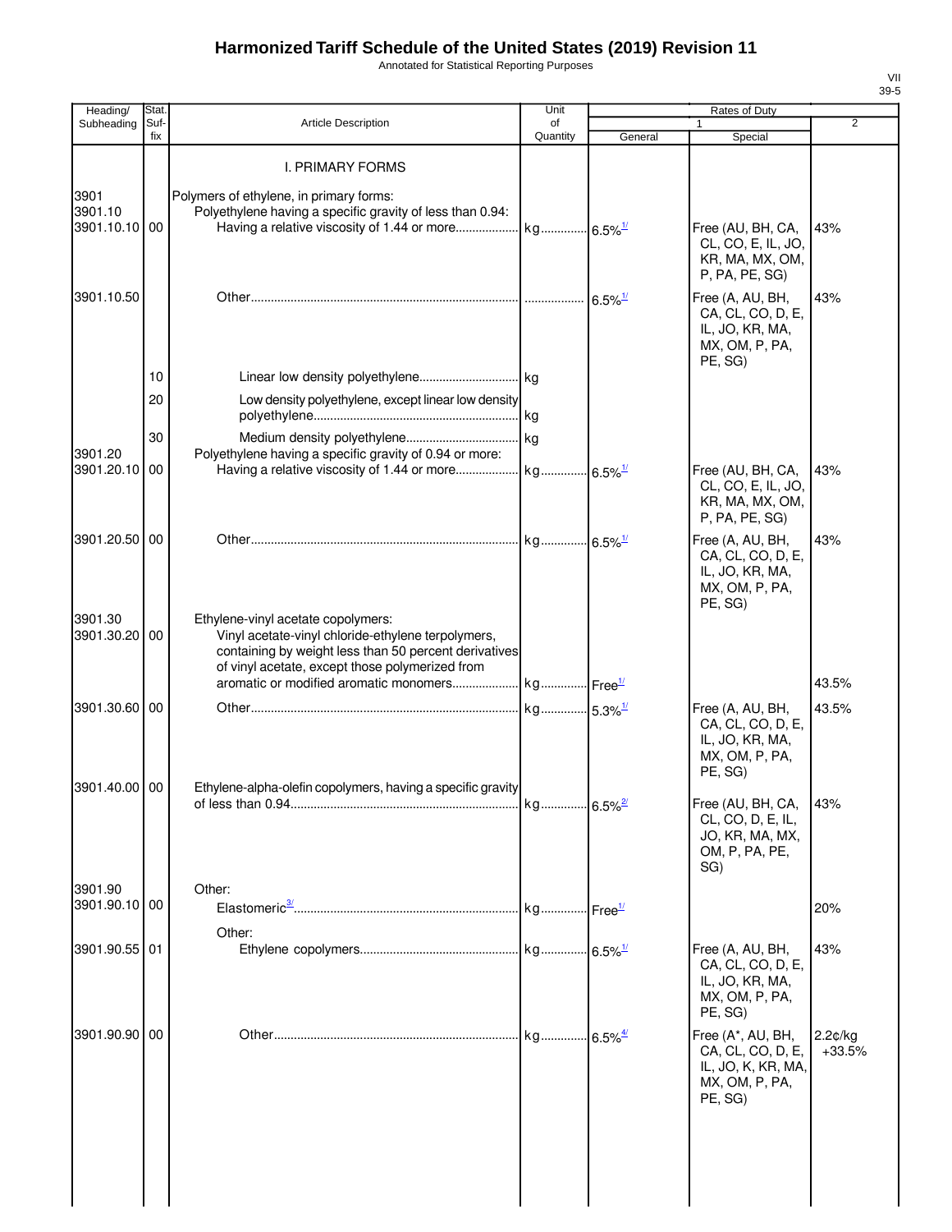# Harmonized Tariff Schedule of the United States (2019) Revision 11

Annotated for Statistical Reporting Purposes

| Heading/ Subheading | Stat. Suf-fix | Article Description | Unit of Quantity | Rates of Duty 1 General | Special | 2 |
|---|---|---|---|---|---|---|
| | | I. PRIMARY FORMS | | | | |
| 3901 | | Polymers of ethylene, in primary forms: | | | | |
| 3901.10 | | Polyethylene having a specific gravity of less than 0.94: | | | | |
| 3901.10.10 | 00 | Having a relative viscosity of 1.44 or more | kg | 6.5%[1/] | Free (AU, BH, CA, CL, CO, E, IL, JO, KR, MA, MX, OM, P, PA, PE, SG) | 43% |
| 3901.10.50 | | Other | | 6.5%[1/] | Free (A, AU, BH, CA, CL, CO, D, E, IL, JO, KR, MA, MX, OM, P, PA, PE, SG) | 43% |
| | 10 | Linear low density polyethylene | kg | | | |
| | 20 | Low density polyethylene, except linear low density polyethylene | kg | | | |
| | 30 | Medium density polyethylene | kg | | | |
| 3901.20 | | Polyethylene having a specific gravity of 0.94 or more: | | | | |
| 3901.20.10 | 00 | Having a relative viscosity of 1.44 or more | kg | 6.5%[1/] | Free (AU, BH, CA, CL, CO, E, IL, JO, KR, MA, MX, OM, P, PA, PE, SG) | 43% |
| 3901.20.50 | 00 | Other | kg | 6.5%[1/] | Free (A, AU, BH, CA, CL, CO, D, E, IL, JO, KR, MA, MX, OM, P, PA, PE, SG) | 43% |
| 3901.30 | | Ethylene-vinyl acetate copolymers: | | | | |
| 3901.30.20 | 00 | Vinyl acetate-vinyl chloride-ethylene terpolymers, containing by weight less than 50 percent derivatives of vinyl acetate, except those polymerized from aromatic or modified aromatic monomers | kg | Free[1/] | | 43.5% |
| 3901.30.60 | 00 | Other | kg | 5.3%[1/] | Free (A, AU, BH, CA, CL, CO, D, E, IL, JO, KR, MA, MX, OM, P, PA, PE, SG) | 43.5% |
| 3901.40.00 | 00 | Ethylene-alpha-olefin copolymers, having a specific gravity of less than 0.94 | kg | 6.5%[2/] | Free (AU, BH, CA, CL, CO, D, E, IL, JO, KR, MA, MX, OM, P, PA, PE, SG) | 43% |
| 3901.90 | | Other: | | | | |
| 3901.90.10 | 00 | Elastomeric[3/] | kg | Free[1/] | | 20% |
| | | Other: | | | | |
| 3901.90.55 | 01 | Ethylene copolymers | kg | 6.5%[1/] | Free (A, AU, BH, CA, CL, CO, D, E, IL, JO, KR, MA, MX, OM, P, PA, PE, SG) | 43% |
| 3901.90.90 | 00 | Other | kg | 6.5%[4/] | Free (A*, AU, BH, CA, CL, CO, D, E, IL, JO, K, KR, MA, MX, OM, P, PA, PE, SG) | 2.2¢/kg +33.5% |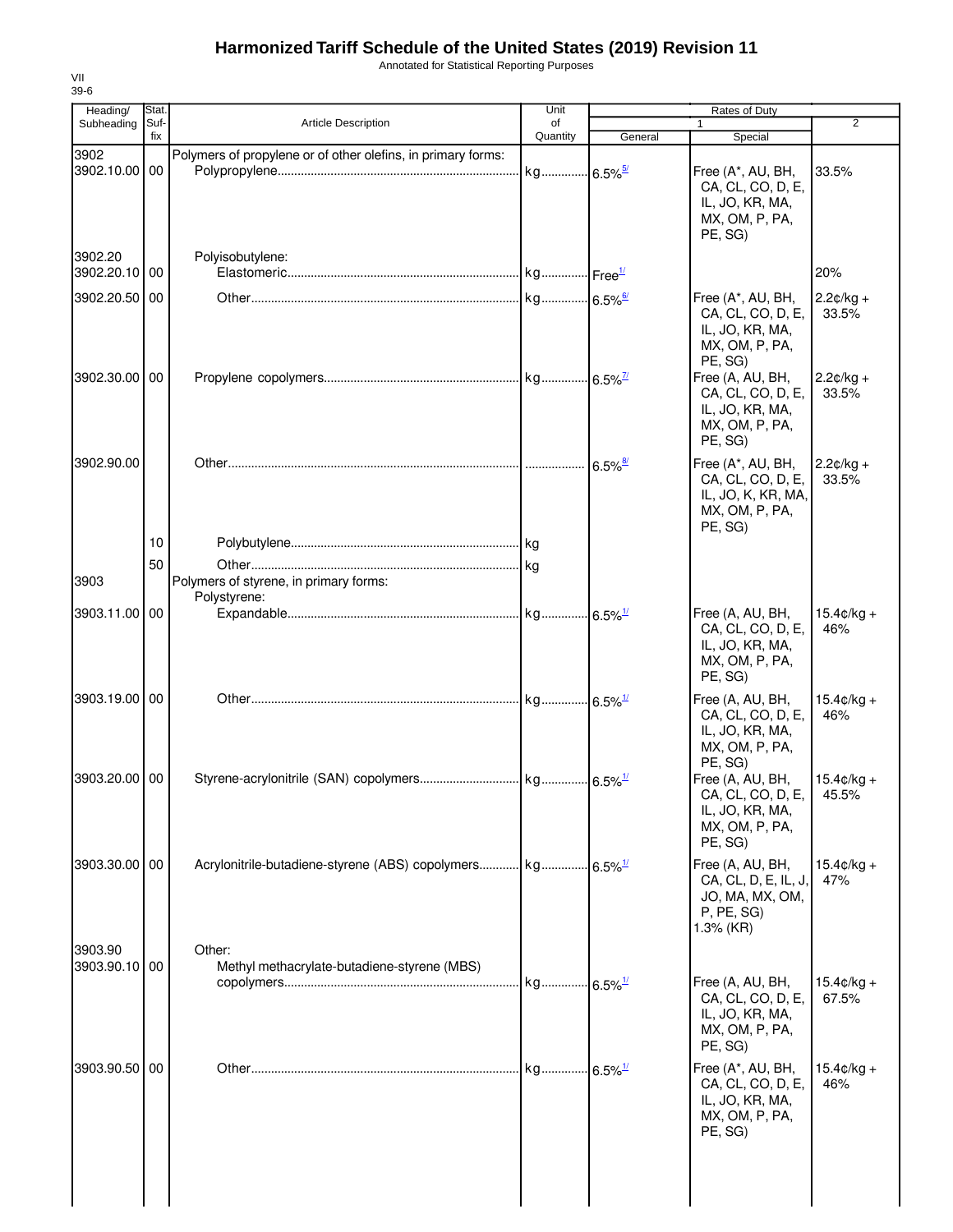# Harmonized Tariff Schedule of the United States (2019) Revision 11

Annotated for Statistical Reporting Purposes

VII
39-6

| Heading/ Subheading | Stat. Suf-fix | Article Description | Unit of Quantity | Rates of Duty 1 General | Special | 2 |
|---|---|---|---|---|---|---|
| 3902 | | Polymers of propylene or of other olefins, in primary forms: | | | | |
| 3902.10.00 | 00 | Polypropylene | kg | 6.5%[5/] | Free (A*, AU, BH, CA, CL, CO, D, E, IL, JO, KR, MA, MX, OM, P, PA, PE, SG) | 33.5% |
| 3902.20 | | Polyisobutylene: | | | | |
| 3902.20.10 | 00 | Elastomeric | kg | Free[1/] | | 20% |
| 3902.20.50 | 00 | Other | kg | 6.5%[6/] | Free (A*, AU, BH, CA, CL, CO, D, E, IL, JO, KR, MA, MX, OM, P, PA, PE, SG) | 2.2¢/kg + 33.5% |
| 3902.30.00 | 00 | Propylene copolymers | kg | 6.5%[7/] | Free (A, AU, BH, CA, CL, CO, D, E, IL, JO, KR, MA, MX, OM, P, PA, PE, SG) | 2.2¢/kg + 33.5% |
| 3902.90.00 | | Other | | 6.5%[8/] | Free (A*, AU, BH, CA, CL, CO, D, E, IL, JO, K, KR, MA, MX, OM, P, PA, PE, SG) | 2.2¢/kg + 33.5% |
| | 10 | Polybutylene | kg | | | |
| | 50 | Other | kg | | | |
| 3903 | | Polymers of styrene, in primary forms: | | | | |
| | | Polystyrene: | | | | |
| 3903.11.00 | 00 | Expandable | kg | 6.5%[1/] | Free (A, AU, BH, CA, CL, CO, D, E, IL, JO, KR, MA, MX, OM, P, PA, PE, SG) | 15.4¢/kg + 46% |
| 3903.19.00 | 00 | Other | kg | 6.5%[1/] | Free (A, AU, BH, CA, CL, CO, D, E, IL, JO, KR, MA, MX, OM, P, PA, PE, SG) | 15.4¢/kg + 46% |
| 3903.20.00 | 00 | Styrene-acrylonitrile (SAN) copolymers | kg | 6.5%[1/] | Free (A, AU, BH, CA, CL, CO, D, E, IL, JO, KR, MA, MX, OM, P, PA, PE, SG) | 15.4¢/kg + 45.5% |
| 3903.30.00 | 00 | Acrylonitrile-butadiene-styrene (ABS) copolymers | kg | 6.5%[1/] | Free (A, AU, BH, CA, CL, D, E, IL, J, JO, MA, MX, OM, P, PE, SG) 1.3% (KR) | 15.4¢/kg + 47% |
| 3903.90 | | Other: | | | | |
| 3903.90.10 | 00 | Methyl methacrylate-butadiene-styrene (MBS) copolymers | kg | 6.5%[1/] | Free (A, AU, BH, CA, CL, CO, D, E, IL, JO, KR, MA, MX, OM, P, PA, PE, SG) | 15.4¢/kg + 67.5% |
| 3903.90.50 | 00 | Other | kg | 6.5%[1/] | Free (A*, AU, BH, CA, CL, CO, D, E, IL, JO, KR, MA, MX, OM, P, PA, PE, SG) | 15.4¢/kg + 46% |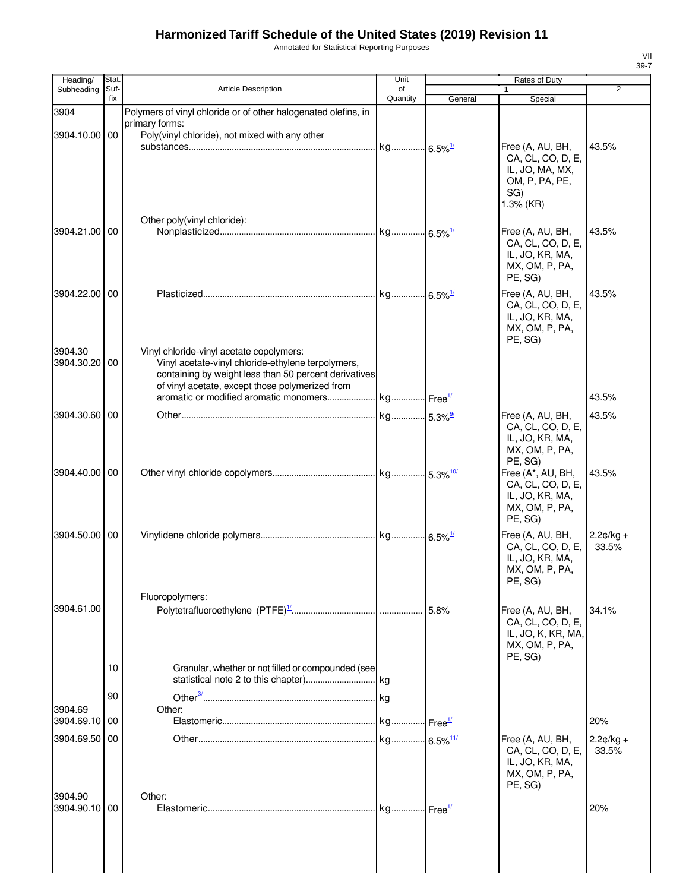# Harmonized Tariff Schedule of the United States (2019) Revision 11

Annotated for Statistical Reporting Purposes

VII
39-7

| Heading/ Subheading | Stat. Suf- fix | Article Description | Unit of Quantity | Rates of Duty 1 General | Special | 2 |
|---|---|---|---|---|---|---|
| 3904 | | Polymers of vinyl chloride or of other halogenated olefins, in primary forms: | | | | |
| 3904.10.00 | 00 | Poly(vinyl chloride), not mixed with any other substances | kg | 6.5%[1/] | Free (A, AU, BH, CA, CL, CO, D, E, IL, JO, MA, MX, OM, P, PA, PE, SG) 1.3% (KR) | 43.5% |
| | | Other poly(vinyl chloride): | | | | |
| 3904.21.00 | 00 | Nonplasticized | kg | 6.5%[1/] | Free (A, AU, BH, CA, CL, CO, D, E, IL, JO, KR, MA, MX, OM, P, PA, PE, SG) | 43.5% |
| 3904.22.00 | 00 | Plasticized | kg | 6.5%[1/] | Free (A, AU, BH, CA, CL, CO, D, E, IL, JO, KR, MA, MX, OM, P, PA, PE, SG) | 43.5% |
| 3904.30 | | Vinyl chloride-vinyl acetate copolymers: | | | | |
| 3904.30.20 | 00 | Vinyl acetate-vinyl chloride-ethylene terpolymers, containing by weight less than 50 percent derivatives of vinyl acetate, except those polymerized from aromatic or modified aromatic monomers | kg | Free[1/] | | 43.5% |
| 3904.30.60 | 00 | Other | kg | 5.3%[9/] | Free (A, AU, BH, CA, CL, CO, D, E, IL, JO, KR, MA, MX, OM, P, PA, PE, SG) | 43.5% |
| 3904.40.00 | 00 | Other vinyl chloride copolymers | kg | 5.3%[10/] | Free (A*, AU, BH, CA, CL, CO, D, E, IL, JO, KR, MA, MX, OM, P, PA, PE, SG) | 43.5% |
| 3904.50.00 | 00 | Vinylidene chloride polymers | kg | 6.5%[1/] | Free (A, AU, BH, CA, CL, CO, D, E, IL, JO, KR, MA, MX, OM, P, PA, PE, SG) | 2.2¢/kg + 33.5% |
| | | Fluoropolymers: | | | | |
| 3904.61.00 | | Polytetrafluoroethylene (PTFE)[1/] | | 5.8% | Free (A, AU, BH, CA, CL, CO, D, E, IL, JO, K, KR, MA, MX, OM, P, PA, PE, SG) | 34.1% |
| | 10 | Granular, whether or not filled or compounded (see statistical note 2 to this chapter) | kg | | | |
| | 90 | Other[3/] | kg | | | |
| 3904.69 | | Other: | | | | |
| 3904.69.10 | 00 | Elastomeric | kg | Free[1/] | | 20% |
| 3904.69.50 | 00 | Other | kg | 6.5%[11/] | Free (A, AU, BH, CA, CL, CO, D, E, IL, JO, KR, MA, MX, OM, P, PA, PE, SG) | 2.2¢/kg + 33.5% |
| 3904.90 | | Other: | | | | |
| 3904.90.10 | 00 | Elastomeric | kg | Free[1/] | | 20% |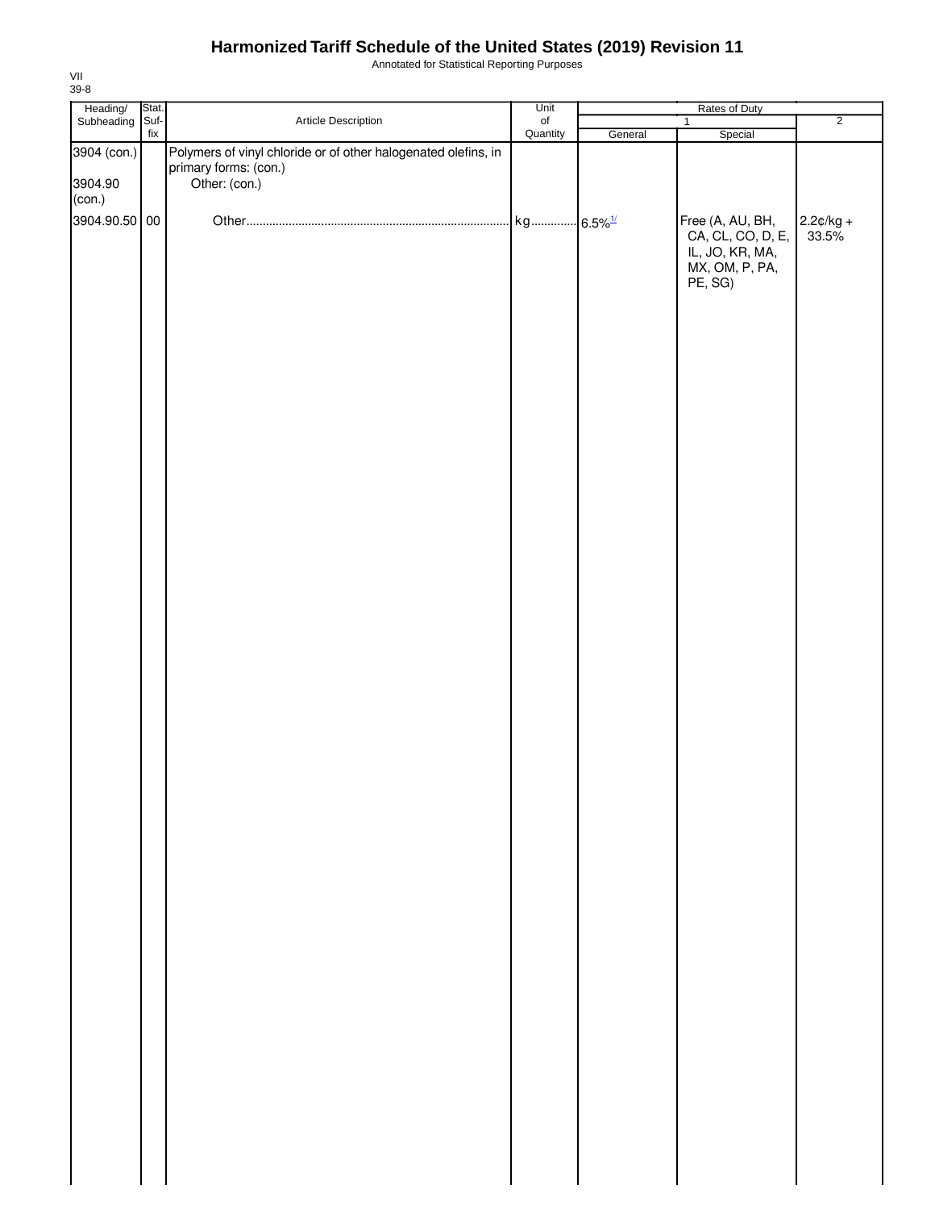# Harmonized Tariff Schedule of the United States (2019) Revision 11

Annotated for Statistical Reporting Purposes

VII
39-8

| Heading/ Subheading | Stat. Suf-fix | Article Description | Unit of Quantity | Rates of Duty | | |
|---|---|---|---|---|---|---|
| | | | | 1 | | 2 |
| | | | | General | Special | |
| 3904 (con.) | | Polymers of vinyl chloride or of other halogenated olefins, in primary forms: (con.) | | | | |
| 3904.90 (con.) | | Other: (con.) | | | | |
| 3904.90.50 | 00 | Other | kg | 6.5%[1/] | Free (A, AU, BH, CA, CL, CO, D, E, IL, JO, KR, MA, MX, OM, P, PA, PE, SG) | 2.2¢/kg + 33.5% |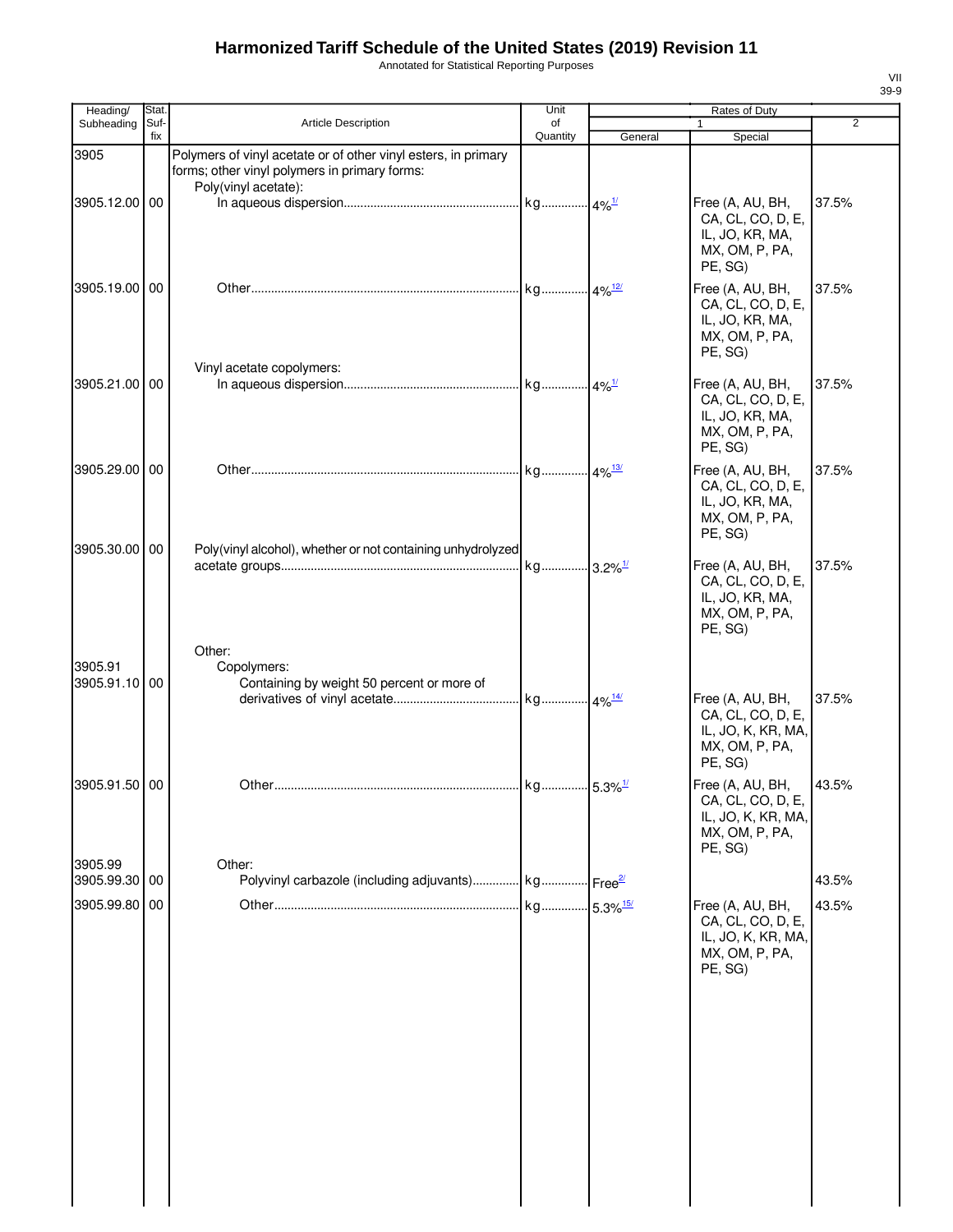# Harmonized Tariff Schedule of the United States (2019) Revision 11

Annotated for Statistical Reporting Purposes

VII
39-9

| Heading/ Subheading | Stat. Suf- fix | Article Description | Unit of Quantity | Rates of Duty 1 General | Rates of Duty 1 Special | Rates of Duty 2 |
|---|---|---|---|---|---|---|
| 3905 | | Polymers of vinyl acetate or of other vinyl esters, in primary forms; other vinyl polymers in primary forms: | | | | |
| | | Poly(vinyl acetate): | | | | |
| 3905.12.00 | 00 | In aqueous dispersion | kg | 4%[1/] | Free (A, AU, BH, CA, CL, CO, D, E, IL, JO, KR, MA, MX, OM, P, PA, PE, SG) | 37.5% |
| 3905.19.00 | 00 | Other | kg | 4%[12/] | Free (A, AU, BH, CA, CL, CO, D, E, IL, JO, KR, MA, MX, OM, P, PA, PE, SG) | 37.5% |
| | | Vinyl acetate copolymers: | | | | |
| 3905.21.00 | 00 | In aqueous dispersion | kg | 4%[1/] | Free (A, AU, BH, CA, CL, CO, D, E, IL, JO, KR, MA, MX, OM, P, PA, PE, SG) | 37.5% |
| 3905.29.00 | 00 | Other | kg | 4%[13/] | Free (A, AU, BH, CA, CL, CO, D, E, IL, JO, KR, MA, MX, OM, P, PA, PE, SG) | 37.5% |
| 3905.30.00 | 00 | Poly(vinyl alcohol), whether or not containing unhydrolyzed acetate groups | kg | 3.2%[1/] | Free (A, AU, BH, CA, CL, CO, D, E, IL, JO, KR, MA, MX, OM, P, PA, PE, SG) | 37.5% |
| | | Other: | | | | |
| 3905.91 | | Copolymers: | | | | |
| 3905.91.10 | 00 | Containing by weight 50 percent or more of derivatives of vinyl acetate | kg | 4%[14/] | Free (A, AU, BH, CA, CL, CO, D, E, IL, JO, K, KR, MA, MX, OM, P, PA, PE, SG) | 37.5% |
| 3905.91.50 | 00 | Other | kg | 5.3%[1/] | Free (A, AU, BH, CA, CL, CO, D, E, IL, JO, K, KR, MA, MX, OM, P, PA, PE, SG) | 43.5% |
| 3905.99 | | Other: | | | | |
| 3905.99.30 | 00 | Polyvinyl carbazole (including adjuvants) | kg | Free[2/] | | 43.5% |
| 3905.99.80 | 00 | Other | kg | 5.3%[15/] | Free (A, AU, BH, CA, CL, CO, D, E, IL, JO, K, KR, MA, MX, OM, P, PA, PE, SG) | 43.5% |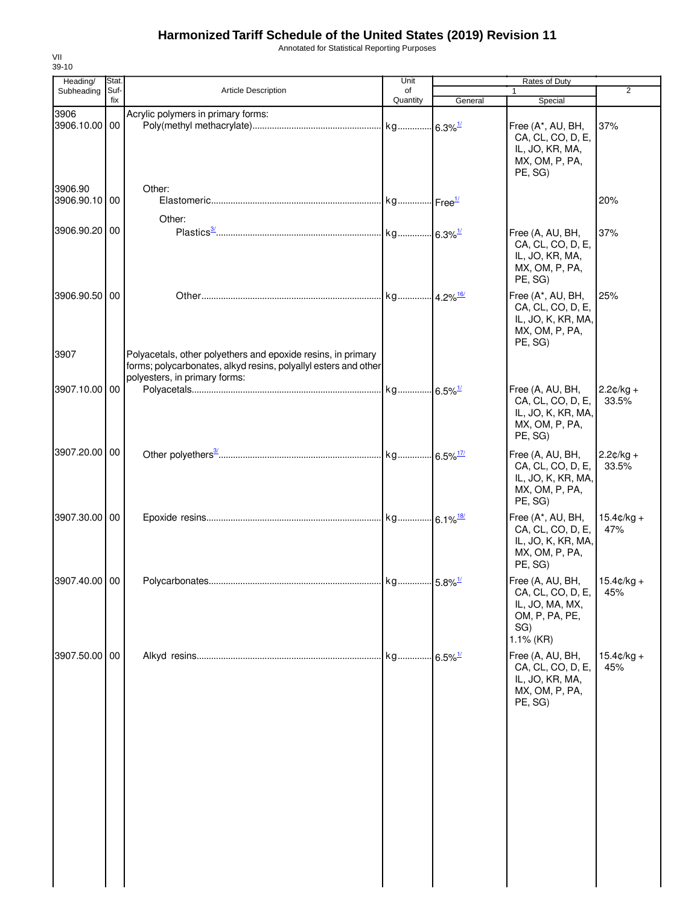# Harmonized Tariff Schedule of the United States (2019) Revision 11

Annotated for Statistical Reporting Purposes

VII
39-10

| Heading/ Subheading | Stat. Suf- fix | Article Description | Unit of Quantity | Rates of Duty 1 General | Rates of Duty 1 Special | Rates of Duty 2 |
|---|---|---|---|---|---|---|
| 3906 | | Acrylic polymers in primary forms: | | | | |
| 3906.10.00 | 00 | Poly(methyl methacrylate) | kg | 6.3%[1/] | Free (A*, AU, BH, CA, CL, CO, D, E, IL, JO, KR, MA, MX, OM, P, PA, PE, SG) | 37% |
| 3906.90 | | Other: | | | | |
| 3906.90.10 | 00 | Elastomeric | kg | Free[1/] | | 20% |
| | | Other: | | | | |
| 3906.90.20 | 00 | Plastics[3/] | kg | 6.3%[1/] | Free (A, AU, BH, CA, CL, CO, D, E, IL, JO, KR, MA, MX, OM, P, PA, PE, SG) | 37% |
| 3906.90.50 | 00 | Other | kg | 4.2%[16/] | Free (A*, AU, BH, CA, CL, CO, D, E, IL, JO, K, KR, MA, MX, OM, P, PA, PE, SG) | 25% |
| 3907 | | Polyacetals, other polyethers and epoxide resins, in primary forms; polycarbonates, alkyd resins, polyallyl esters and other polyesters, in primary forms: | | | | |
| 3907.10.00 | 00 | Polyacetals | kg | 6.5%[1/] | Free (A, AU, BH, CA, CL, CO, D, E, IL, JO, K, KR, MA, MX, OM, P, PA, PE, SG) | 2.2¢/kg + 33.5% |
| 3907.20.00 | 00 | Other polyethers[3/] | kg | 6.5%[17/] | Free (A, AU, BH, CA, CL, CO, D, E, IL, JO, K, KR, MA, MX, OM, P, PA, PE, SG) | 2.2¢/kg + 33.5% |
| 3907.30.00 | 00 | Epoxide resins | kg | 6.1%[18/] | Free (A*, AU, BH, CA, CL, CO, D, E, IL, JO, K, KR, MA, MX, OM, P, PA, PE, SG) | 15.4¢/kg + 47% |
| 3907.40.00 | 00 | Polycarbonates | kg | 5.8%[1/] | Free (A, AU, BH, CA, CL, CO, D, E, IL, JO, MA, MX, OM, P, PA, PE, SG) 1.1% (KR) | 15.4¢/kg + 45% |
| 3907.50.00 | 00 | Alkyd resins | kg | 6.5%[1/] | Free (A, AU, BH, CA, CL, CO, D, E, IL, JO, KR, MA, MX, OM, P, PA, PE, SG) | 15.4¢/kg + 45% |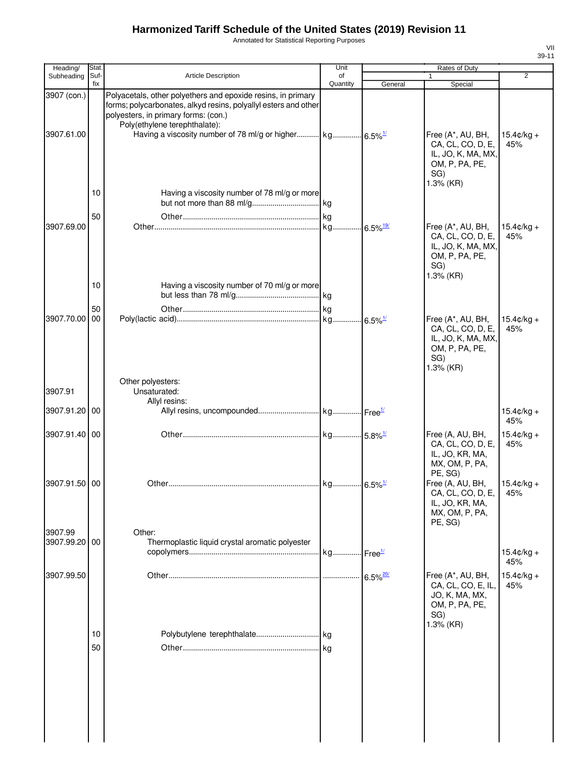# Harmonized Tariff Schedule of the United States (2019) Revision 11

Annotated for Statistical Reporting Purposes

VII
39-11

| Heading/ Subheading | Stat. Suf- fix | Article Description | Unit of Quantity | Rates of Duty 1 General | Special | 2 |
|---|---|---|---|---|---|---|
| 3907 (con.) | | Polyacetals, other polyethers and epoxide resins, in primary forms; polycarbonates, alkyd resins, polyallyl esters and other polyesters, in primary forms: (con.) | | | | |
| | | Poly(ethylene terephthalate): | | | | |
| 3907.61.00 | | Having a viscosity number of 78 ml/g or higher | kg | 6.5%[1/] | Free (A*, AU, BH, CA, CL, CO, D, E, IL, JO, K, MA, MX, OM, P, PA, PE, SG) 1.3% (KR) | 15.4¢/kg + 45% |
| | 10 | Having a viscosity number of 78 ml/g or more but not more than 88 ml/g | kg | | | |
| | 50 | Other | kg | | | |
| 3907.69.00 | | Other | kg | 6.5%[19/] | Free (A*, AU, BH, CA, CL, CO, D, E, IL, JO, K, MA, MX, OM, P, PA, PE, SG) 1.3% (KR) | 15.4¢/kg + 45% |
| | 10 | Having a viscosity number of 70 ml/g or more but less than 78 ml/g | kg | | | |
| | 50 | Other | kg | | | |
| 3907.70.00 | 00 | Poly(lactic acid) | kg | 6.5%[1/] | Free (A*, AU, BH, CA, CL, CO, D, E, IL, JO, K, MA, MX, OM, P, PA, PE, SG) 1.3% (KR) | 15.4¢/kg + 45% |
| | | Other polyesters: | | | | |
| 3907.91 | | Unsaturated: | | | | |
| | | Allyl resins: | | | | |
| 3907.91.20 | 00 | Allyl resins, uncompounded | kg | Free[1/] | | 15.4¢/kg + 45% |
| 3907.91.40 | 00 | Other | kg | 5.8%[1/] | Free (A, AU, BH, CA, CL, CO, D, E, IL, JO, KR, MA, MX, OM, P, PA, PE, SG) | 15.4¢/kg + 45% |
| 3907.91.50 | 00 | Other | kg | 6.5%[1/] | Free (A, AU, BH, CA, CL, CO, D, E, IL, JO, KR, MA, MX, OM, P, PA, PE, SG) | 15.4¢/kg + 45% |
| 3907.99 | | Other: | | | | |
| 3907.99.20 | 00 | Thermoplastic liquid crystal aromatic polyester copolymers | kg | Free[1/] | | 15.4¢/kg + 45% |
| 3907.99.50 | | Other | | 6.5%[20/] | Free (A*, AU, BH, CA, CL, CO, E, IL, JO, K, MA, MX, OM, P, PA, PE, SG) 1.3% (KR) | 15.4¢/kg + 45% |
| | 10 | Polybutylene terephthalate | kg | | | |
| | 50 | Other | kg | | | |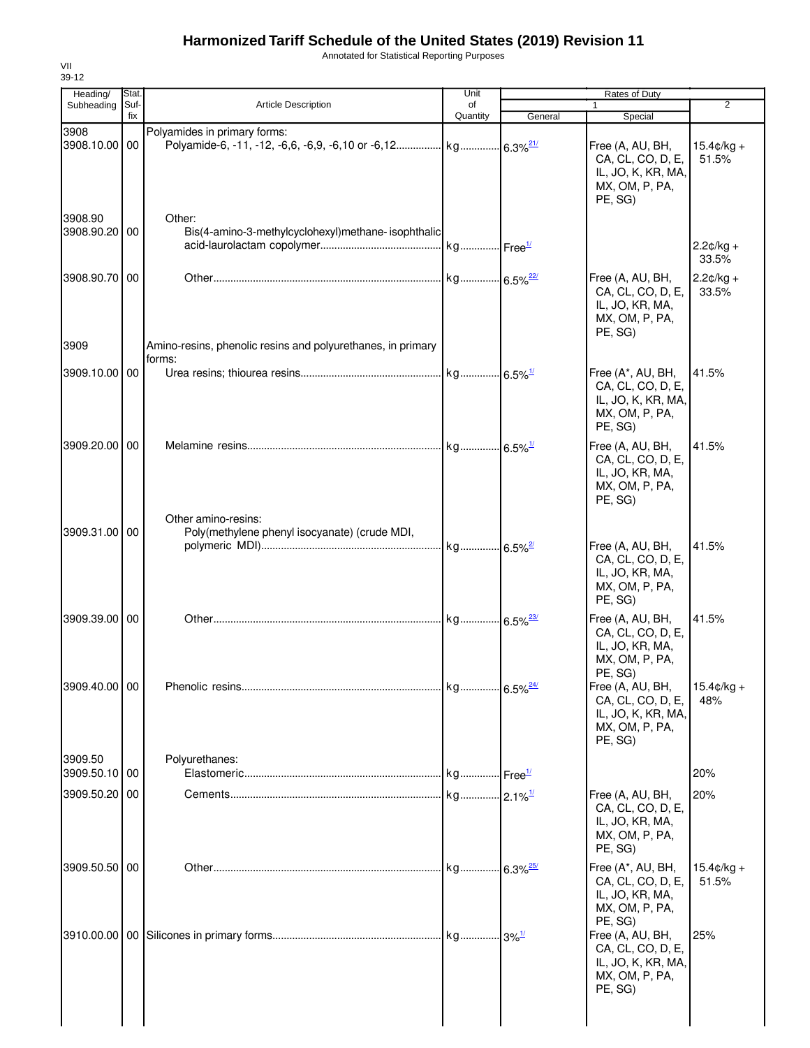# Harmonized Tariff Schedule of the United States (2019) Revision 11

Annotated for Statistical Reporting Purposes

VII
39-12

| Heading/ Subheading | Stat. Suf- fix | Article Description | Unit of Quantity | Rates of Duty 1 General | Special | 2 |
|---|---|---|---|---|---|---|
| 3908 | | Polyamides in primary forms: | | | | |
| 3908.10.00 | 00 | Polyamide-6, -11, -12, -6,6, -6,9, -6,10 or -6,12 | kg | 6.3%[21/] | Free (A, AU, BH, CA, CL, CO, D, E, IL, JO, K, KR, MA, MX, OM, P, PA, PE, SG) | 15.4¢/kg + 51.5% |
| 3908.90 | | Other: | | | | |
| 3908.90.20 | 00 | Bis(4-amino-3-methylcyclohexyl)methane- isophthalic acid-laurolactam copolymer | kg | Free[1/] | | 2.2¢/kg + 33.5% |
| 3908.90.70 | 00 | Other | kg | 6.5%[22/] | Free (A, AU, BH, CA, CL, CO, D, E, IL, JO, KR, MA, MX, OM, P, PA, PE, SG) | 2.2¢/kg + 33.5% |
| 3909 | | Amino-resins, phenolic resins and polyurethanes, in primary forms: | | | | |
| 3909.10.00 | 00 | Urea resins; thiourea resins | kg | 6.5%[1/] | Free (A*, AU, BH, CA, CL, CO, D, E, IL, JO, K, KR, MA, MX, OM, P, PA, PE, SG) | 41.5% |
| 3909.20.00 | 00 | Melamine resins | kg | 6.5%[1/] | Free (A, AU, BH, CA, CL, CO, D, E, IL, JO, KR, MA, MX, OM, P, PA, PE, SG) | 41.5% |
| | | Other amino-resins: | | | | |
| 3909.31.00 | 00 | Poly(methylene phenyl isocyanate) (crude MDI, polymeric MDI) | kg | 6.5%[2/] | Free (A, AU, BH, CA, CL, CO, D, E, IL, JO, KR, MA, MX, OM, P, PA, PE, SG) | 41.5% |
| 3909.39.00 | 00 | Other | kg | 6.5%[23/] | Free (A, AU, BH, CA, CL, CO, D, E, IL, JO, KR, MA, MX, OM, P, PA, PE, SG) | 41.5% |
| 3909.40.00 | 00 | Phenolic resins | kg | 6.5%[24/] | Free (A, AU, BH, CA, CL, CO, D, E, IL, JO, K, KR, MA, MX, OM, P, PA, PE, SG) | 15.4¢/kg + 48% |
| 3909.50 | | Polyurethanes: | | | | |
| 3909.50.10 | 00 | Elastomeric | kg | Free[1/] | | 20% |
| 3909.50.20 | 00 | Cements | kg | 2.1%[1/] | Free (A, AU, BH, CA, CL, CO, D, E, IL, JO, KR, MA, MX, OM, P, PA, PE, SG) | 20% |
| 3909.50.50 | 00 | Other | kg | 6.3%[25/] | Free (A*, AU, BH, CA, CL, CO, D, E, IL, JO, KR, MA, MX, OM, P, PA, PE, SG) | 15.4¢/kg + 51.5% |
| 3910.00.00 | 00 | Silicones in primary forms | kg | 3%[1/] | Free (A, AU, BH, CA, CL, CO, D, E, IL, JO, K, KR, MA, MX, OM, P, PA, PE, SG) | 25% |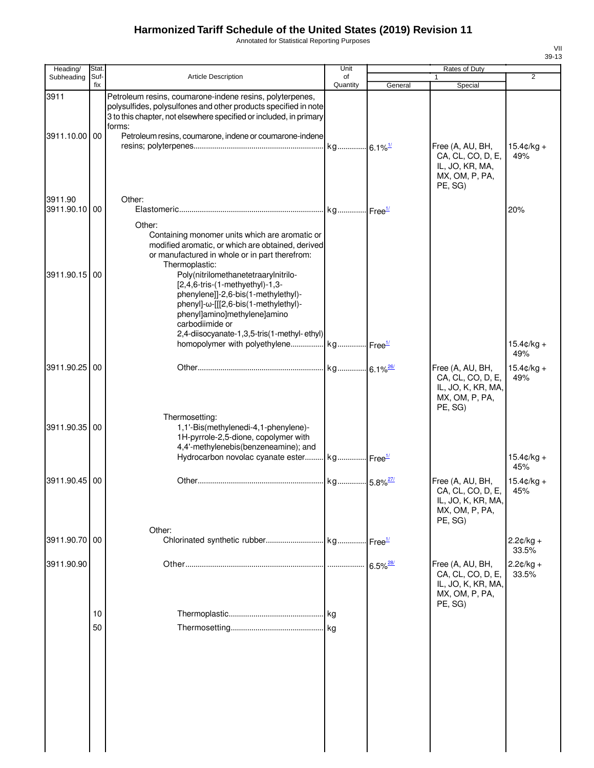# Harmonized Tariff Schedule of the United States (2019) Revision 11

Annotated for Statistical Reporting Purposes

VII
39-13

| Heading/ Subheading | Stat. Suf- fix | Article Description | Unit of Quantity | Rates of Duty 1 General | Special | 2 |
|---|---|---|---|---|---|---|
| 3911 | | Petroleum resins, coumarone-indene resins, polyterpenes, polysulfides, polysulfones and other products specified in note 3 to this chapter, not elsewhere specified or included, in primary forms: | | | | |
| 3911.10.00 | 00 | Petroleum resins, coumarone, indene or coumarone-indene resins; polyterpenes | kg | 6.1%[1/] | Free (A, AU, BH, CA, CL, CO, D, E, IL, JO, KR, MA, MX, OM, P, PA, PE, SG) | 15.4¢/kg + 49% |
| 3911.90 | | Other: | | | | |
| 3911.90.10 | 00 | Elastomeric | kg | Free[1/] | | 20% |
| | | Other: | | | | |
| | | Containing monomer units which are aromatic or modified aromatic, or which are obtained, derived or manufactured in whole or in part therefrom: | | | | |
| | | Thermoplastic: | | | | |
| 3911.90.15 | 00 | Poly(nitrilomethanetetraarylnitrilo-[2,4,6-tris-(1-methyethyl)-1,3-phenylene]]-2,6-bis(1-methylethyl)-phenyl]-ω-[[[2,6-bis(1-methylethyl)-phenyl]amino]methylene]amino carbodiimide or 2,4-diisocyanate-1,3,5-tris(1-methyl- ethyl) homopolymer with polyethylene | kg | Free[1/] | | 15.4¢/kg + 49% |
| 3911.90.25 | 00 | Other | kg | 6.1%[26/] | Free (A, AU, BH, CA, CL, CO, D, E, IL, JO, K, KR, MA, MX, OM, P, PA, PE, SG) | 15.4¢/kg + 49% |
| | | Thermosetting: | | | | |
| 3911.90.35 | 00 | 1,1'-Bis(methylenedi-4,1-phenylene)-1H-pyrrole-2,5-dione, copolymer with 4,4'-methylenebis(benzeneamine); and Hydrocarbon novolac cyanate ester | kg | Free[1/] | | 15.4¢/kg + 45% |
| 3911.90.45 | 00 | Other | kg | 5.8%[27/] | Free (A, AU, BH, CA, CL, CO, D, E, IL, JO, K, KR, MA, MX, OM, P, PA, PE, SG) | 15.4¢/kg + 45% |
| | | Other: | | | | |
| 3911.90.70 | 00 | Chlorinated synthetic rubber | kg | Free[1/] | | 2.2¢/kg + 33.5% |
| 3911.90.90 | | Other | | 6.5%[28/] | Free (A, AU, BH, CA, CL, CO, D, E, IL, JO, K, KR, MA, MX, OM, P, PA, PE, SG) | 2.2¢/kg + 33.5% |
| | 10 | Thermoplastic | kg | | | |
| | 50 | Thermosetting | kg | | | |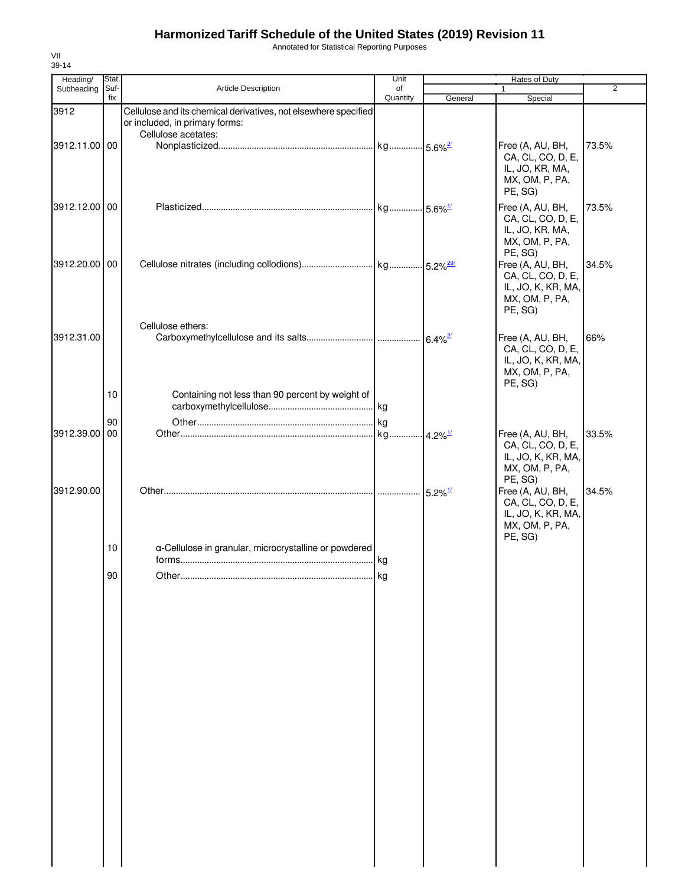# Harmonized Tariff Schedule of the United States (2019) Revision 11

Annotated for Statistical Reporting Purposes

VII
39-14

| Heading/ Subheading | Stat. Suf- fix | Article Description | Unit of Quantity | Rates of Duty 1 General | Special | 2 |
|---|---|---|---|---|---|---|
| 3912 | | Cellulose and its chemical derivatives, not elsewhere specified or included, in primary forms: | | | | |
| | | Cellulose acetates: | | | | |
| 3912.11.00 | 00 | Nonplasticized | kg | 5.6%[2/] | Free (A, AU, BH, CA, CL, CO, D, E, IL, JO, KR, MA, MX, OM, P, PA, PE, SG) | 73.5% |
| 3912.12.00 | 00 | Plasticized | kg | 5.6%[1/] | Free (A, AU, BH, CA, CL, CO, D, E, IL, JO, KR, MA, MX, OM, P, PA, PE, SG) | 73.5% |
| 3912.20.00 | 00 | Cellulose nitrates (including collodions) | kg | 5.2%[29/] | Free (A, AU, BH, CA, CL, CO, D, E, IL, JO, K, KR, MA, MX, OM, P, PA, PE, SG) | 34.5% |
| | | Cellulose ethers: | | | | |
| 3912.31.00 | | Carboxymethylcellulose and its salts | | 6.4%[2/] | Free (A, AU, BH, CA, CL, CO, D, E, IL, JO, K, KR, MA, MX, OM, P, PA, PE, SG) | 66% |
| | 10 | Containing not less than 90 percent by weight of carboxymethylcellulose | kg | | | |
| | 90 | Other | kg | | | |
| 3912.39.00 | 00 | Other | kg | 4.2%[1/] | Free (A, AU, BH, CA, CL, CO, D, E, IL, JO, K, KR, MA, MX, OM, P, PA, PE, SG) | 33.5% |
| 3912.90.00 | | Other | | 5.2%[1/] | Free (A, AU, BH, CA, CL, CO, D, E, IL, JO, K, KR, MA, MX, OM, P, PA, PE, SG) | 34.5% |
| | 10 | α-Cellulose in granular, microcrystalline or powdered forms | kg | | | |
| | 90 | Other | kg | | | |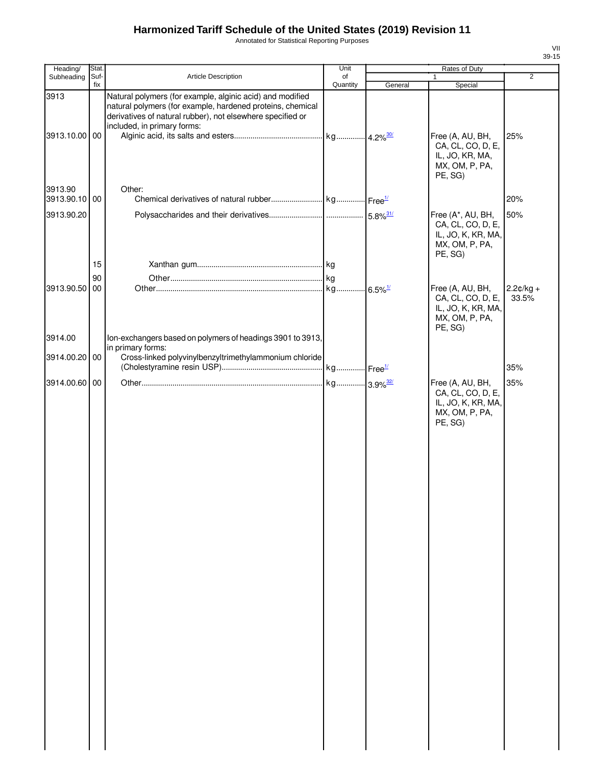# Harmonized Tariff Schedule of the United States (2019) Revision 11

Annotated for Statistical Reporting Purposes

| Heading/ Subheading | Stat. Suf-fix | Article Description | Unit of Quantity | Rates of Duty 1 General | Special | 2 |
|---|---|---|---|---|---|---|
| 3913 | | Natural polymers (for example, alginic acid) and modified natural polymers (for example, hardened proteins, chemical derivatives of natural rubber), not elsewhere specified or included, in primary forms: | | | | |
| 3913.10.00 | 00 | Alginic acid, its salts and esters | kg | 4.2%[30/] | Free (A, AU, BH, CA, CL, CO, D, E, IL, JO, KR, MA, MX, OM, P, PA, PE, SG) | 25% |
| 3913.90 | | Other: | | | | |
| 3913.90.10 | 00 | Chemical derivatives of natural rubber | kg | Free[1/] | | 20% |
| 3913.90.20 | | Polysaccharides and their derivatives | | 5.8%[31/] | Free (A*, AU, BH, CA, CL, CO, D, E, IL, JO, K, KR, MA, MX, OM, P, PA, PE, SG) | 50% |
| | 15 | Xanthan gum | kg | | | |
| | 90 | Other | kg | | | |
| 3913.90.50 | 00 | Other | kg | 6.5%[1/] | Free (A, AU, BH, CA, CL, CO, D, E, IL, JO, K, KR, MA, MX, OM, P, PA, PE, SG) | 2.2¢/kg + 33.5% |
| 3914.00 | | Ion-exchangers based on polymers of headings 3901 to 3913, in primary forms: | | | | |
| 3914.00.20 | 00 | Cross-linked polyvinylbenzyltrimethylammonium chloride (Cholestyramine resin USP) | kg | Free[1/] | | 35% |
| 3914.00.60 | 00 | Other | kg | 3.9%[32/] | Free (A, AU, BH, CA, CL, CO, D, E, IL, JO, K, KR, MA, MX, OM, P, PA, PE, SG) | 35% |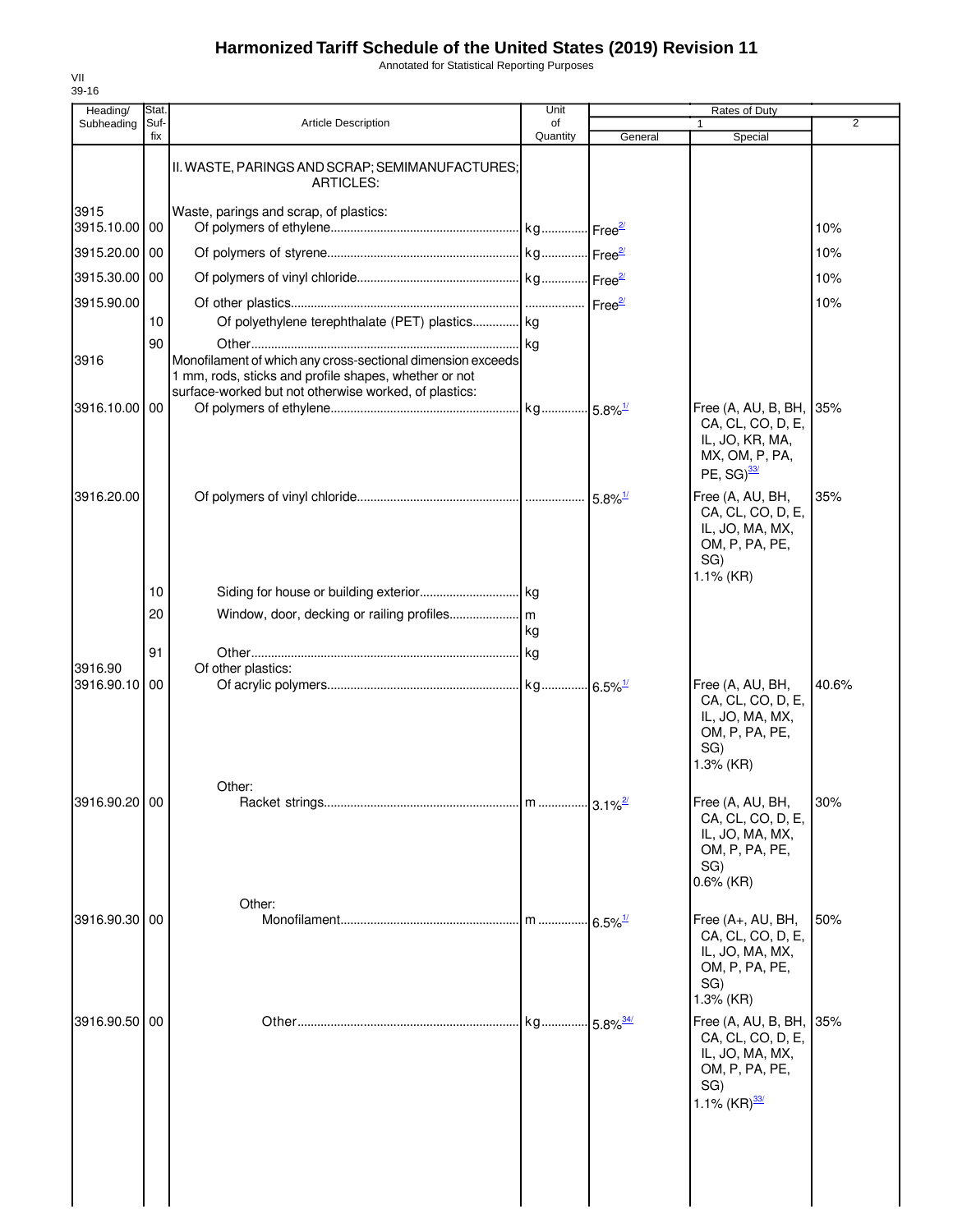# Harmonized Tariff Schedule of the United States (2019) Revision 11

Annotated for Statistical Reporting Purposes

VII
39-16

| Heading/ Subheading | Stat. Suf- fix | Article Description | Unit of Quantity | Rates of Duty 1 General | Rates of Duty 1 Special | Rates of Duty 2 |
|---|---|---|---|---|---|---|
| | | II. WASTE, PARINGS AND SCRAP; SEMIMANUFACTURES; ARTICLES: | | | | |
| 3915 | | Waste, parings and scrap, of plastics: | | | | |
| 3915.10.00 | 00 | Of polymers of ethylene | kg | Free[2/] | | 10% |
| 3915.20.00 | 00 | Of polymers of styrene | kg | Free[2/] | | 10% |
| 3915.30.00 | 00 | Of polymers of vinyl chloride | kg | Free[2/] | | 10% |
| 3915.90.00 | | Of other plastics | | Free[2/] | | 10% |
| | 10 | Of polyethylene terephthalate (PET) plastics | kg | | | |
| | 90 | Other | kg | | | |
| 3916 | | Monofilament of which any cross-sectional dimension exceeds 1 mm, rods, sticks and profile shapes, whether or not surface-worked but not otherwise worked, of plastics: | | | | |
| 3916.10.00 | 00 | Of polymers of ethylene | kg | 5.8%[1/] | Free (A, AU, B, BH, CA, CL, CO, D, E, IL, JO, KR, MA, MX, OM, P, PA, PE, SG)[33/] | 35% |
| 3916.20.00 | | Of polymers of vinyl chloride | | 5.8%[1/] | Free (A, AU, BH, CA, CL, CO, D, E, IL, JO, MA, MX, OM, P, PA, PE, SG) 1.1% (KR) | 35% |
| | 10 | Siding for house or building exterior | kg | | | |
| | 20 | Window, door, decking or railing profiles | m kg | | | |
| | 91 | Other | kg | | | |
| 3916.90 | | Of other plastics: | | | | |
| 3916.90.10 | 00 | Of acrylic polymers | kg | 6.5%[1/] | Free (A, AU, BH, CA, CL, CO, D, E, IL, JO, MA, MX, OM, P, PA, PE, SG) 1.3% (KR) | 40.6% |
| | | Other: | | | | |
| 3916.90.20 | 00 | Racket strings | m | 3.1%[2/] | Free (A, AU, BH, CA, CL, CO, D, E, IL, JO, MA, MX, OM, P, PA, PE, SG) 0.6% (KR) | 30% |
| | | Other: | | | | |
| 3916.90.30 | 00 | Monofilament | m | 6.5%[1/] | Free (A+, AU, BH, CA, CL, CO, D, E, IL, JO, MA, MX, OM, P, PA, PE, SG) 1.3% (KR) | 50% |
| 3916.90.50 | 00 | Other | kg | 5.8%[34/] | Free (A, AU, B, BH, CA, CL, CO, D, E, IL, JO, MA, MX, OM, P, PA, PE, SG) 1.1% (KR)[33/] | 35% |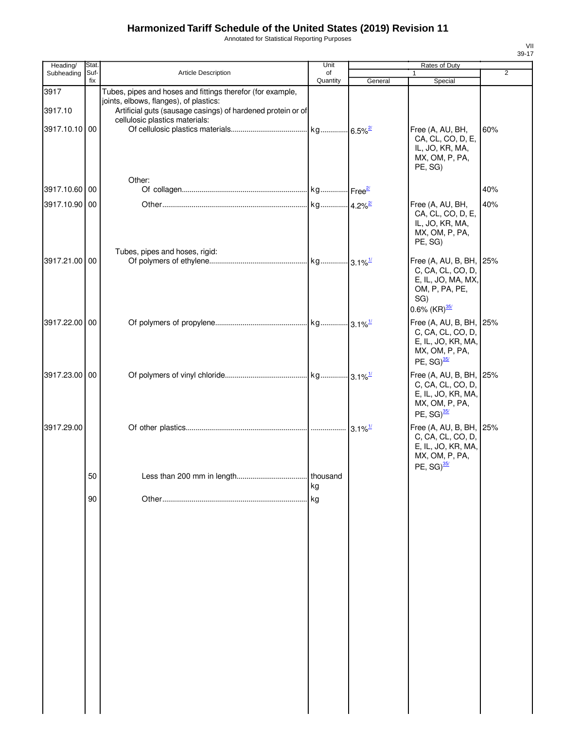# Harmonized Tariff Schedule of the United States (2019) Revision 11

Annotated for Statistical Reporting Purposes

VII
39-17

| Heading/ Subheading | Stat. Suf- fix | Article Description | Unit of Quantity | Rates of Duty 1 General | Rates of Duty 1 Special | 2 |
|---|---|---|---|---|---|---|
| 3917 | | Tubes, pipes and hoses and fittings therefor (for example, joints, elbows, flanges), of plastics: | | | | |
| 3917.10 | | Artificial guts (sausage casings) of hardened protein or of cellulosic plastics materials: | | | | |
| 3917.10.10 | 00 | Of cellulosic plastics materials | kg | 6.5%[2/] | Free (A, AU, BH, CA, CL, CO, D, E, IL, JO, KR, MA, MX, OM, P, PA, PE, SG) | 60% |
| | | Other: | | | | |
| 3917.10.60 | 00 | Of collagen | kg | Free[2/] | | 40% |
| 3917.10.90 | 00 | Other | kg | 4.2%[2/] | Free (A, AU, BH, CA, CL, CO, D, E, IL, JO, KR, MA, MX, OM, P, PA, PE, SG) | 40% |
| | | Tubes, pipes and hoses, rigid: | | | | |
| 3917.21.00 | 00 | Of polymers of ethylene | kg | 3.1%[1/] | Free (A, AU, B, BH, C, CA, CL, CO, D, E, IL, JO, MA, MX, OM, P, PA, PE, SG) 0.6% (KR)[35/] | 25% |
| 3917.22.00 | 00 | Of polymers of propylene | kg | 3.1%[1/] | Free (A, AU, B, BH, C, CA, CL, CO, D, E, IL, JO, KR, MA, MX, OM, P, PA, PE, SG)[35/] | 25% |
| 3917.23.00 | 00 | Of polymers of vinyl chloride | kg | 3.1%[1/] | Free (A, AU, B, BH, C, CA, CL, CO, D, E, IL, JO, KR, MA, MX, OM, P, PA, PE, SG)[35/] | 25% |
| 3917.29.00 | | Of other plastics | | 3.1%[1/] | Free (A, AU, B, BH, C, CA, CL, CO, D, E, IL, JO, KR, MA, MX, OM, P, PA, PE, SG)[35/] | 25% |
| | 50 | Less than 200 mm in length | thousand kg | | | |
| | 90 | Other | kg | | | |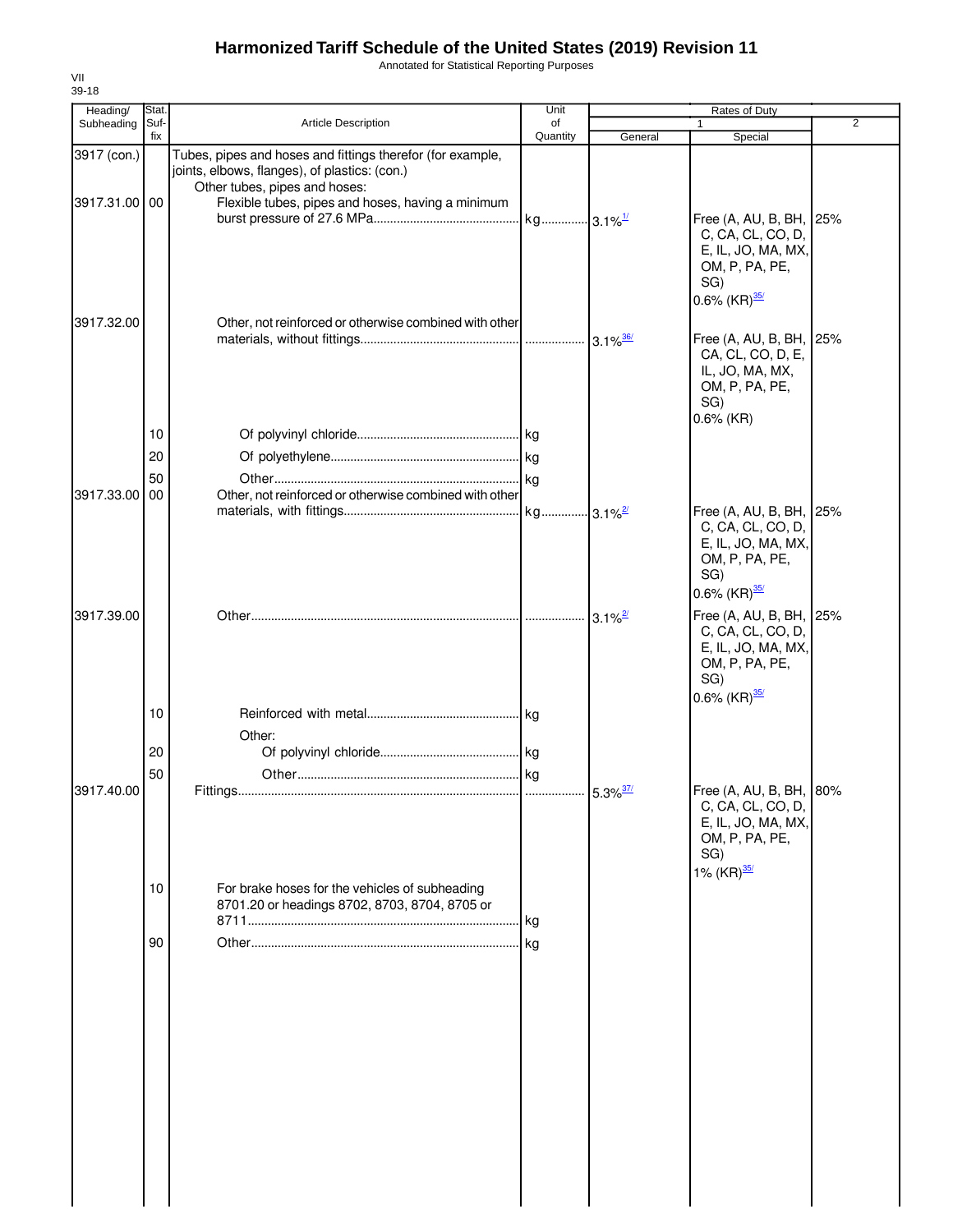# Harmonized Tariff Schedule of the United States (2019) Revision 11

Annotated for Statistical Reporting Purposes

VII
39-18

| Heading/ Subheading | Stat. Suf-fix | Article Description | Unit of Quantity | Rates of Duty 1 General | Rates of Duty 1 Special | Rates of Duty 2 |
|---|---|---|---|---|---|---|
| 3917 (con.) | | Tubes, pipes and hoses and fittings therefor (for example, joints, elbows, flanges), of plastics: (con.) | | | | |
| | | Other tubes, pipes and hoses: | | | | |
| 3917.31.00 | 00 | Flexible tubes, pipes and hoses, having a minimum burst pressure of 27.6 MPa | kg | 3.1%[1/] | Free (A, AU, B, BH, C, CA, CL, CO, D, E, IL, JO, MA, MX, OM, P, PA, PE, SG) 0.6% (KR)[35/] | 25% |
| 3917.32.00 | | Other, not reinforced or otherwise combined with other materials, without fittings | | 3.1%[36/] | Free (A, AU, B, BH, CA, CL, CO, D, E, IL, JO, MA, MX, OM, P, PA, PE, SG) 0.6% (KR) | 25% |
| | 10 | Of polyvinyl chloride | kg | | | |
| | 20 | Of polyethylene | kg | | | |
| | 50 | Other | kg | | | |
| 3917.33.00 | 00 | Other, not reinforced or otherwise combined with other materials, with fittings | kg | 3.1%[2/] | Free (A, AU, B, BH, C, CA, CL, CO, D, E, IL, JO, MA, MX, OM, P, PA, PE, SG) 0.6% (KR)[35/] | 25% |
| 3917.39.00 | | Other | | 3.1%[2/] | Free (A, AU, B, BH, C, CA, CL, CO, D, E, IL, JO, MA, MX, OM, P, PA, PE, SG) 0.6% (KR)[35/] | 25% |
| | 10 | Reinforced with metal | kg | | | |
| | | Other: | | | | |
| | 20 | Of polyvinyl chloride | kg | | | |
| | 50 | Other | kg | | | |
| 3917.40.00 | | Fittings | | 5.3%[37/] | Free (A, AU, B, BH, C, CA, CL, CO, D, E, IL, JO, MA, MX, OM, P, PA, PE, SG) 1% (KR)[35/] | 80% |
| | 10 | For brake hoses for the vehicles of subheading 8701.20 or headings 8702, 8703, 8704, 8705 or 8711 | kg | | | |
| | 90 | Other | kg | | | |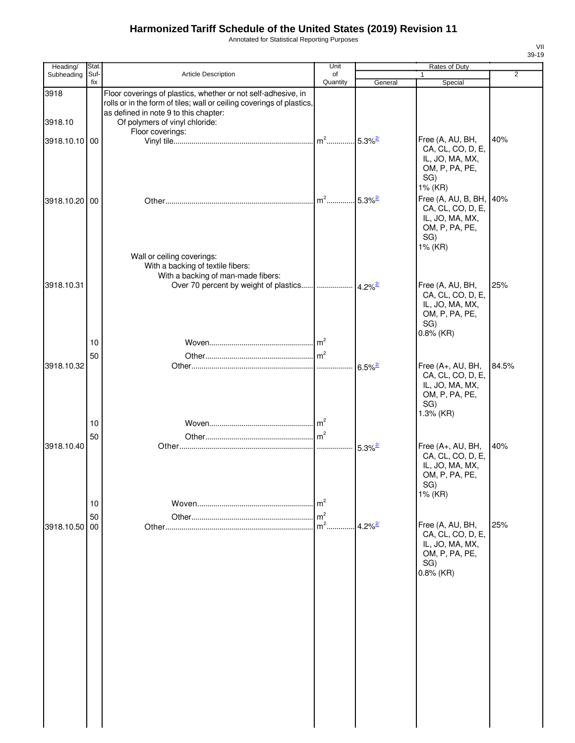# Harmonized Tariff Schedule of the United States (2019) Revision 11

Annotated for Statistical Reporting Purposes

| Heading/ Subheading | Stat. Suf-fix | Article Description | Unit of Quantity | Rates of Duty 1 General | Special | 2 |
|---|---|---|---|---|---|---|
| 3918 | | Floor coverings of plastics, whether or not self-adhesive, in rolls or in the form of tiles; wall or ceiling coverings of plastics, as defined in note 9 to this chapter: | | | | |
| 3918.10 | | Of polymers of vinyl chloride: | | | | |
| | | Floor coverings: | | | | |
| 3918.10.10 | 00 | Vinyl tile | m² | 5.3%[2/] | Free (A, AU, BH, CA, CL, CO, D, E, IL, JO, MA, MX, OM, P, PA, PE, SG) 1% (KR) | 40% |
| 3918.10.20 | 00 | Other | m² | 5.3%[2/] | Free (A, AU, B, BH, CA, CL, CO, D, E, IL, JO, MA, MX, OM, P, PA, PE, SG) 1% (KR) | 40% |
| | | Wall or ceiling coverings: | | | | |
| | | With a backing of textile fibers: | | | | |
| | | With a backing of man-made fibers: | | | | |
| 3918.10.31 | | Over 70 percent by weight of plastics | | 4.2%[2/] | Free (A, AU, BH, CA, CL, CO, D, E, IL, JO, MA, MX, OM, P, PA, PE, SG) 0.8% (KR) | 25% |
| | 10 | Woven | m² | | | |
| | 50 | Other | m² | | | |
| 3918.10.32 | | Other | | 6.5%[2/] | Free (A+, AU, BH, CA, CL, CO, D, E, IL, JO, MA, MX, OM, P, PA, PE, SG) 1.3% (KR) | 84.5% |
| | 10 | Woven | m² | | | |
| | 50 | Other | m² | | | |
| 3918.10.40 | | Other | | 5.3%[2/] | Free (A+, AU, BH, CA, CL, CO, D, E, IL, JO, MA, MX, OM, P, PA, PE, SG) 1% (KR) | 40% |
| | 10 | Woven | m² | | | |
| | 50 | Other | m² | | | |
| 3918.10.50 | 00 | Other | m² | 4.2%[2/] | Free (A, AU, BH, CA, CL, CO, D, E, IL, JO, MA, MX, OM, P, PA, PE, SG) 0.8% (KR) | 25% |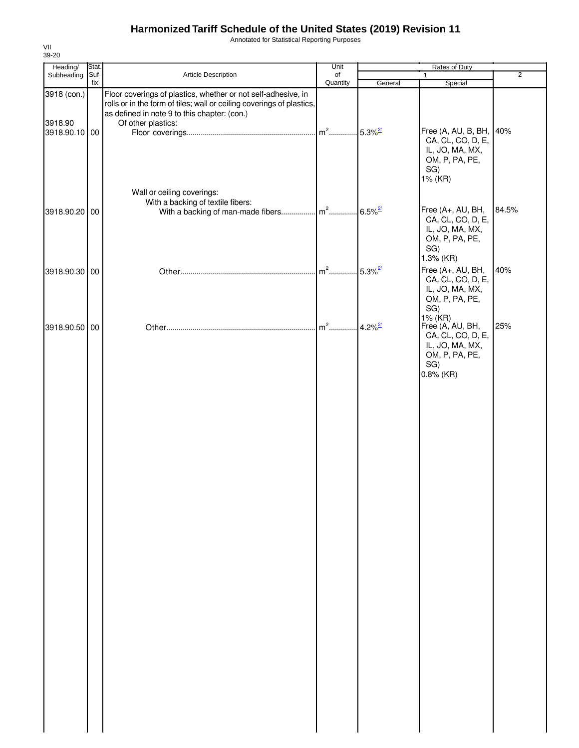# Harmonized Tariff Schedule of the United States (2019) Revision 11

Annotated for Statistical Reporting Purposes

VII
39-20

| Heading/ Subheading | Stat. Suf-fix | Article Description | Unit of Quantity | Rates of Duty 1 General | Special | 2 |
|---|---|---|---|---|---|---|
| 3918 (con.) | | Floor coverings of plastics, whether or not self-adhesive, in rolls or in the form of tiles; wall or ceiling coverings of plastics, as defined in note 9 to this chapter: (con.) | | | | |
| 3918.90 | | Of other plastics: | | | | |
| 3918.90.10 | 00 | Floor coverings | m[2] | 5.3%[2/] | Free (A, AU, B, BH, CA, CL, CO, D, E, IL, JO, MA, MX, OM, P, PA, PE, SG) 1% (KR) | 40% |
| | | Wall or ceiling coverings: | | | | |
| | | With a backing of textile fibers: | | | | |
| 3918.90.20 | 00 | With a backing of man-made fibers | m[2] | 6.5%[2/] | Free (A+, AU, BH, CA, CL, CO, D, E, IL, JO, MA, MX, OM, P, PA, PE, SG) 1.3% (KR) | 84.5% |
| 3918.90.30 | 00 | Other | m[2] | 5.3%[2/] | Free (A+, AU, BH, CA, CL, CO, D, E, IL, JO, MA, MX, OM, P, PA, PE, SG) 1% (KR) | 40% |
| 3918.90.50 | 00 | Other | m[2] | 4.2%[2/] | Free (A, AU, BH, CA, CL, CO, D, E, IL, JO, MA, MX, OM, P, PA, PE, SG) 0.8% (KR) | 25% |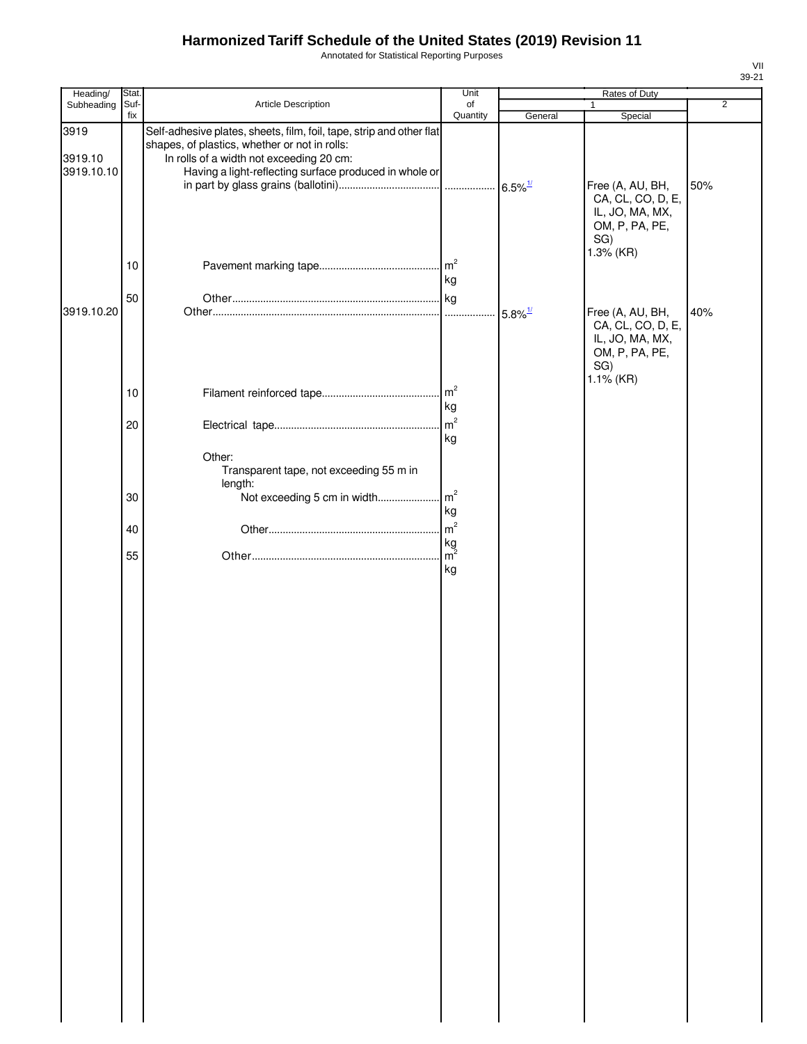# Harmonized Tariff Schedule of the United States (2019) Revision 11

Annotated for Statistical Reporting Purposes

VII
39-21

| Heading/ Subheading | Stat. Suf- fix | Article Description | Unit of Quantity | Rates of Duty 1 General | Special | 2 |
|---|---|---|---|---|---|---|
| 3919 | | Self-adhesive plates, sheets, film, foil, tape, strip and other flat shapes, of plastics, whether or not in rolls: | | | | |
| 3919.10 | | In rolls of a width not exceeding 20 cm: | | | | |
| 3919.10.10 | | Having a light-reflecting surface produced in whole or in part by glass grains (ballotini) | | 6.5%[1/] | Free (A, AU, BH, CA, CL, CO, D, E, IL, JO, MA, MX, OM, P, PA, PE, SG) 1.3% (KR) | 50% |
| | 10 | Pavement marking tape | $m^2$ kg | | | |
| | 50 | Other | kg | | | |
| 3919.10.20 | | Other | | 5.8%[1/] | Free (A, AU, BH, CA, CL, CO, D, E, IL, JO, MA, MX, OM, P, PA, PE, SG) 1.1% (KR) | 40% |
| | 10 | Filament reinforced tape | $m^2$ kg | | | |
| | 20 | Electrical tape | $m^2$ kg | | | |
| | | Other: | | | | |
| | | Transparent tape, not exceeding 55 m in length: | | | | |
| | 30 | Not exceeding 5 cm in width | $m^2$ kg | | | |
| | 40 | Other | $m^2$ kg | | | |
| | 55 | Other | $m^2$ kg | | | |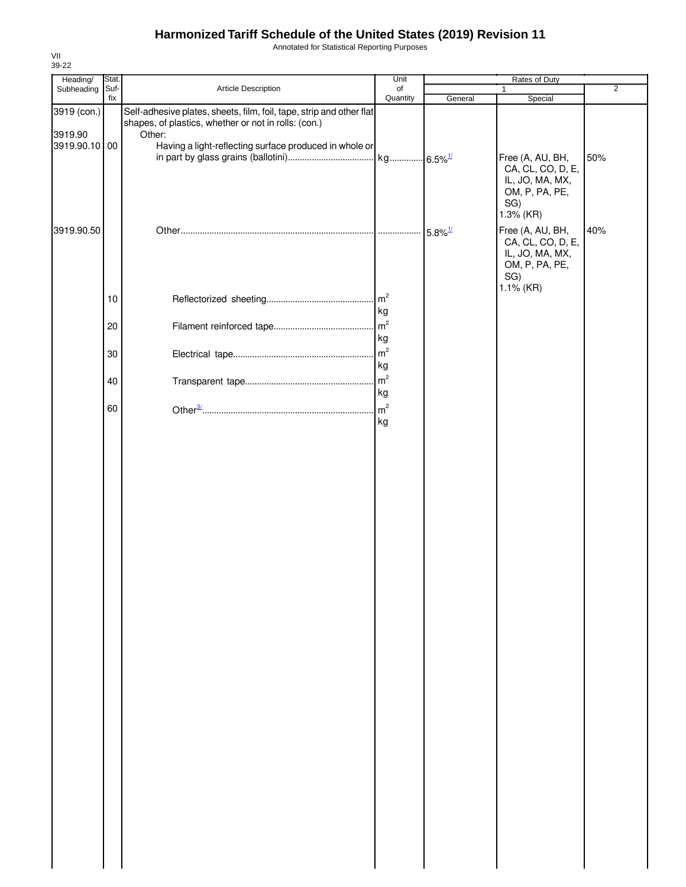# Harmonized Tariff Schedule of the United States (2019) Revision 11

Annotated for Statistical Reporting Purposes

VII
39-22

| Heading/ Subheading | Stat. Suf-fix | Article Description | Unit of Quantity | Rates of Duty 1 General | Rates of Duty 1 Special | Rates of Duty 2 |
|---|---|---|---|---|---|---|
| 3919 (con.) | | Self-adhesive plates, sheets, film, foil, tape, strip and other flat shapes, of plastics, whether or not in rolls: (con.) | | | | |
| 3919.90 | | Other: | | | | |
| 3919.90.10 | 00 | Having a light-reflecting surface produced in whole or in part by glass grains (ballotini) | kg | 6.5%[1/] | Free (A, AU, BH, CA, CL, CO, D, E, IL, JO, MA, MX, OM, P, PA, PE, SG) 1.3% (KR) | 50% |
| 3919.90.50 | | Other | | 5.8%[1/] | Free (A, AU, BH, CA, CL, CO, D, E, IL, JO, MA, MX, OM, P, PA, PE, SG) 1.1% (KR) | 40% |
| | 10 | Reflectorized sheeting | $m^2$ kg | | | |
| | 20 | Filament reinforced tape | $m^2$ kg | | | |
| | 30 | Electrical tape | $m^2$ kg | | | |
| | 40 | Transparent tape | $m^2$ kg | | | |
| | 60 | Other[3/] | $m^2$ kg | | | |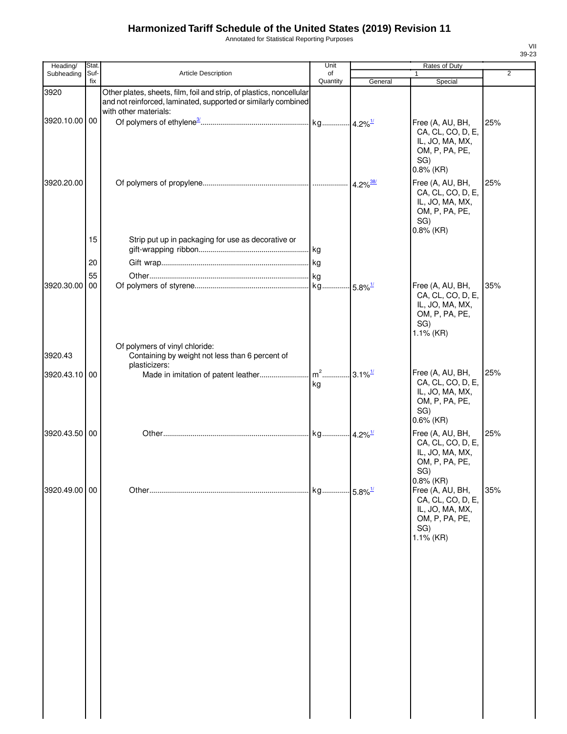# Harmonized Tariff Schedule of the United States (2019) Revision 11

Annotated for Statistical Reporting Purposes

| Heading/ Subheading | Stat. Suf- fix | Article Description | Unit of Quantity | Rates of Duty 1 General | Rates of Duty 1 Special | Rates of Duty 2 |
|---|---|---|---|---|---|---|
| 3920 | | Other plates, sheets, film, foil and strip, of plastics, noncellular and not reinforced, laminated, supported or similarly combined with other materials: | | | | |
| 3920.10.00 | 00 | Of polymers of ethylene[3/] | kg | 4.2%[1/] | Free (A, AU, BH, CA, CL, CO, D, E, IL, JO, MA, MX, OM, P, PA, PE, SG) 0.8% (KR) | 25% |
| 3920.20.00 | | Of polymers of propylene | | 4.2%[38/] | Free (A, AU, BH, CA, CL, CO, D, E, IL, JO, MA, MX, OM, P, PA, PE, SG) 0.8% (KR) | 25% |
| | 15 | Strip put up in packaging for use as decorative or gift-wrapping ribbon | kg | | | |
| | 20 | Gift wrap | kg | | | |
| | 55 | Other | kg | | | |
| 3920.30.00 | 00 | Of polymers of styrene | kg | 5.8%[1/] | Free (A, AU, BH, CA, CL, CO, D, E, IL, JO, MA, MX, OM, P, PA, PE, SG) 1.1% (KR) | 35% |
| | | Of polymers of vinyl chloride: | | | | |
| 3920.43 | | Containing by weight not less than 6 percent of plasticizers: | | | | |
| 3920.43.10 | 00 | Made in imitation of patent leather | $m^2$ kg | 3.1%[1/] | Free (A, AU, BH, CA, CL, CO, D, E, IL, JO, MA, MX, OM, P, PA, PE, SG) 0.6% (KR) | 25% |
| 3920.43.50 | 00 | Other | kg | 4.2%[1/] | Free (A, AU, BH, CA, CL, CO, D, E, IL, JO, MA, MX, OM, P, PA, PE, SG) 0.8% (KR) | 25% |
| 3920.49.00 | 00 | Other | kg | 5.8%[1/] | Free (A, AU, BH, CA, CL, CO, D, E, IL, JO, MA, MX, OM, P, PA, PE, SG) 1.1% (KR) | 35% |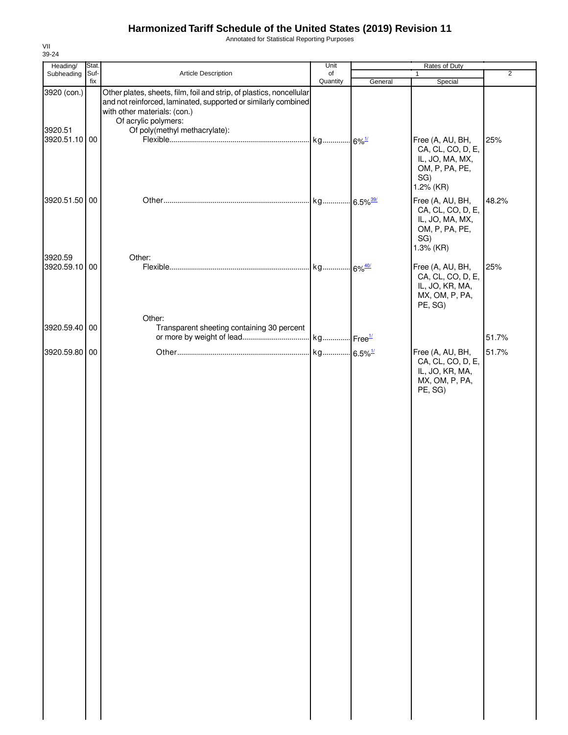# Harmonized Tariff Schedule of the United States (2019) Revision 11

Annotated for Statistical Reporting Purposes

VII
39-24

| Heading/ Subheading | Stat. Suf- fix | Article Description | Unit of Quantity | Rates of Duty 1 General | Special | 2 |
|---|---|---|---|---|---|---|
| 3920 (con.) | | Other plates, sheets, film, foil and strip, of plastics, noncellular and not reinforced, laminated, supported or similarly combined with other materials: (con.) | | | | |
| | | Of acrylic polymers: | | | | |
| 3920.51 | | Of poly(methyl methacrylate): | | | | |
| 3920.51.10 | 00 | Flexible | kg | 6%[1/] | Free (A, AU, BH, CA, CL, CO, D, E, IL, JO, MA, MX, OM, P, PA, PE, SG) 1.2% (KR) | 25% |
| 3920.51.50 | 00 | Other | kg | 6.5%[39/] | Free (A, AU, BH, CA, CL, CO, D, E, IL, JO, MA, MX, OM, P, PA, PE, SG) 1.3% (KR) | 48.2% |
| 3920.59 | | Other: | | | | |
| 3920.59.10 | 00 | Flexible | kg | 6%[40/] | Free (A, AU, BH, CA, CL, CO, D, E, IL, JO, KR, MA, MX, OM, P, PA, PE, SG) | 25% |
| | | Other: | | | | |
| 3920.59.40 | 00 | Transparent sheeting containing 30 percent or more by weight of lead | kg | Free[1/] | | 51.7% |
| 3920.59.80 | 00 | Other | kg | 6.5%[1/] | Free (A, AU, BH, CA, CL, CO, D, E, IL, JO, KR, MA, MX, OM, P, PA, PE, SG) | 51.7% |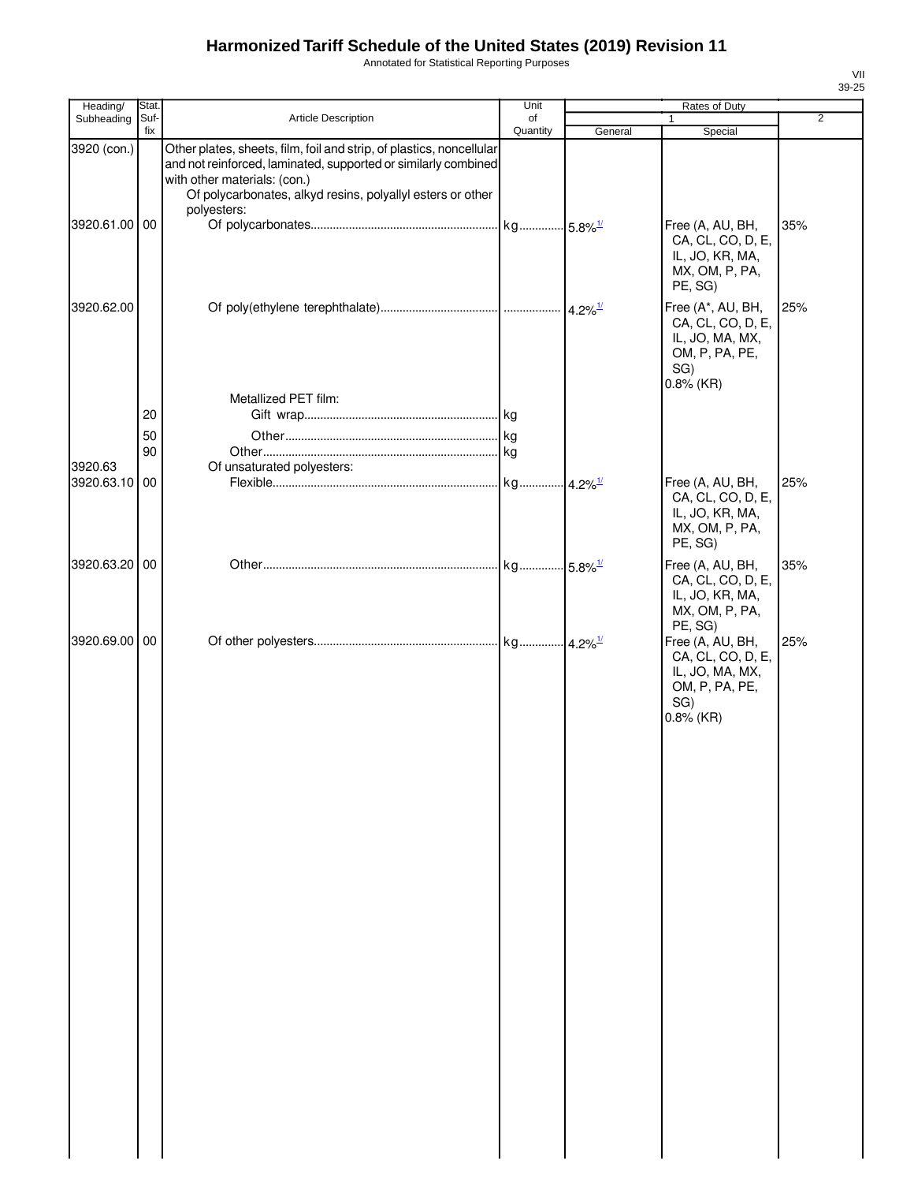# Harmonized Tariff Schedule of the United States (2019) Revision 11

Annotated for Statistical Reporting Purposes

| Heading/ Subheading | Stat. Suf-fix | Article Description | Unit of Quantity | Rates of Duty 1 General | Rates of Duty 1 Special | Rates of Duty 2 |
|---|---|---|---|---|---|---|
| 3920 (con.) | | Other plates, sheets, film, foil and strip, of plastics, noncellular and not reinforced, laminated, supported or similarly combined with other materials: (con.) | | | | |
| | | Of polycarbonates, alkyd resins, polyallyl esters or other polyesters: | | | | |
| 3920.61.00 | 00 | Of polycarbonates | kg | 5.8% [1/] | Free (A, AU, BH, CA, CL, CO, D, E, IL, JO, KR, MA, MX, OM, P, PA, PE, SG) | 35% |
| 3920.62.00 | | Of poly(ethylene terephthalate) | | 4.2% [1/] | Free (A*, AU, BH, CA, CL, CO, D, E, IL, JO, MA, MX, OM, P, PA, PE, SG) 0.8% (KR) | 25% |
| | | Metallized PET film: | | | | |
| | 20 | Gift wrap | kg | | | |
| | 50 | Other | kg | | | |
| | 90 | Other | kg | | | |
| 3920.63 | | Of unsaturated polyesters: | | | | |
| 3920.63.10 | 00 | Flexible | kg | 4.2% [1/] | Free (A, AU, BH, CA, CL, CO, D, E, IL, JO, KR, MA, MX, OM, P, PA, PE, SG) | 25% |
| 3920.63.20 | 00 | Other | kg | 5.8% [1/] | Free (A, AU, BH, CA, CL, CO, D, E, IL, JO, KR, MA, MX, OM, P, PA, PE, SG) | 35% |
| 3920.69.00 | 00 | Of other polyesters | kg | 4.2% [1/] | Free (A, AU, BH, CA, CL, CO, D, E, IL, JO, MA, MX, OM, P, PA, PE, SG) 0.8% (KR) | 25% |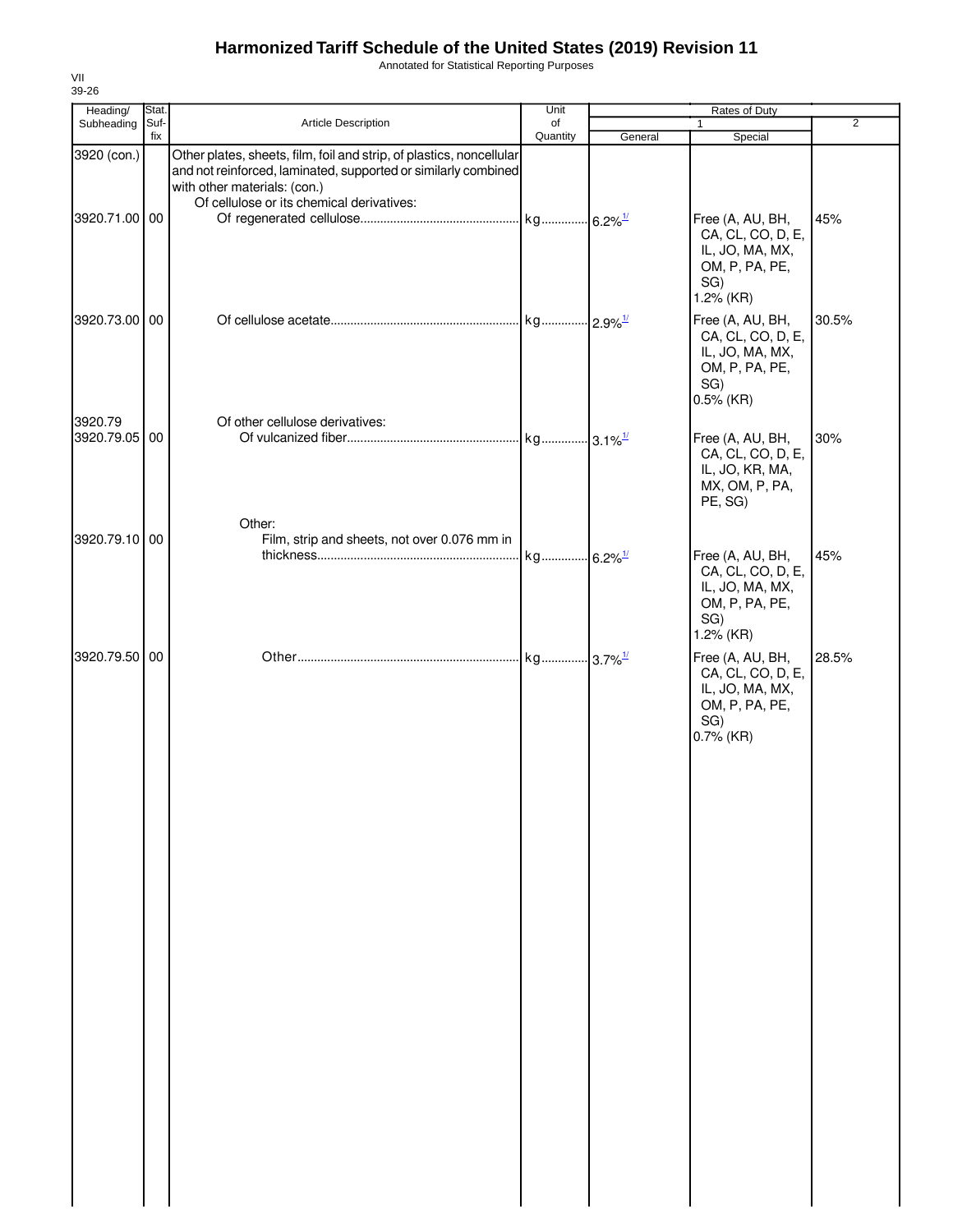# Harmonized Tariff Schedule of the United States (2019) Revision 11

Annotated for Statistical Reporting Purposes

VII
39-26

| Heading/ Subheading | Stat. Suf- fix | Article Description | Unit of Quantity | Rates of Duty 1 General | Rates of Duty 1 Special | Rates of Duty 2 |
|---|---|---|---|---|---|---|
| 3920 (con.) | | Other plates, sheets, film, foil and strip, of plastics, noncellular and not reinforced, laminated, supported or similarly combined with other materials: (con.) | | | | |
| | | Of cellulose or its chemical derivatives: | | | | |
| 3920.71.00 | 00 | Of regenerated cellulose | kg | 6.2%[1/] | Free (A, AU, BH, CA, CL, CO, D, E, IL, JO, MA, MX, OM, P, PA, PE, SG) 1.2% (KR) | 45% |
| 3920.73.00 | 00 | Of cellulose acetate | kg | 2.9%[1/] | Free (A, AU, BH, CA, CL, CO, D, E, IL, JO, MA, MX, OM, P, PA, PE, SG) 0.5% (KR) | 30.5% |
| 3920.79 | | Of other cellulose derivatives: | | | | |
| 3920.79.05 | 00 | Of vulcanized fiber | kg | 3.1%[1/] | Free (A, AU, BH, CA, CL, CO, D, E, IL, JO, KR, MA, MX, OM, P, PA, PE, SG) | 30% |
| | | Other: | | | | |
| 3920.79.10 | 00 | Film, strip and sheets, not over 0.076 mm in thickness | kg | 6.2%[1/] | Free (A, AU, BH, CA, CL, CO, D, E, IL, JO, MA, MX, OM, P, PA, PE, SG) 1.2% (KR) | 45% |
| 3920.79.50 | 00 | Other | kg | 3.7%[1/] | Free (A, AU, BH, CA, CL, CO, D, E, IL, JO, MA, MX, OM, P, PA, PE, SG) 0.7% (KR) | 28.5% |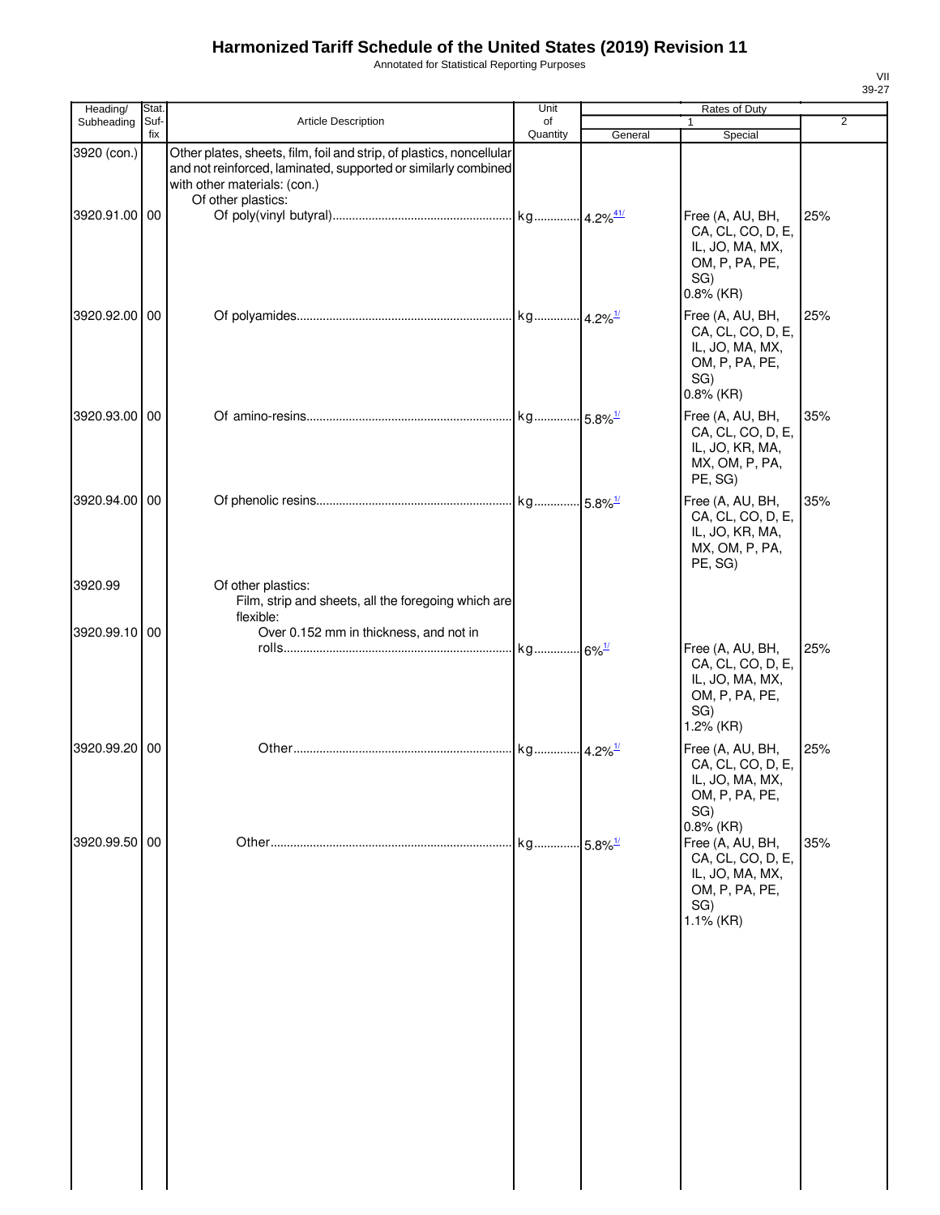# Harmonized Tariff Schedule of the United States (2019) Revision 11

Annotated for Statistical Reporting Purposes

VII
39-27

| Heading/ Subheading | Stat. Suf- fix | Article Description | Unit of Quantity | Rates of Duty 1 General | Special | 2 |
|---|---|---|---|---|---|---|
| 3920 (con.) | | Other plates, sheets, film, foil and strip, of plastics, noncellular and not reinforced, laminated, supported or similarly combined with other materials: (con.) | | | | |
| | | Of other plastics: | | | | |
| 3920.91.00 | 00 | Of poly(vinyl butyral) | kg | 4.2% [41/] | Free (A, AU, BH, CA, CL, CO, D, E, IL, JO, MA, MX, OM, P, PA, PE, SG) 0.8% (KR) | 25% |
| 3920.92.00 | 00 | Of polyamides | kg | 4.2% [1/] | Free (A, AU, BH, CA, CL, CO, D, E, IL, JO, MA, MX, OM, P, PA, PE, SG) 0.8% (KR) | 25% |
| 3920.93.00 | 00 | Of amino-resins | kg | 5.8% [1/] | Free (A, AU, BH, CA, CL, CO, D, E, IL, JO, KR, MA, MX, OM, P, PA, PE, SG) | 35% |
| 3920.94.00 | 00 | Of phenolic resins | kg | 5.8% [1/] | Free (A, AU, BH, CA, CL, CO, D, E, IL, JO, KR, MA, MX, OM, P, PA, PE, SG) | 35% |
| 3920.99 | | Of other plastics: | | | | |
| | | Film, strip and sheets, all the foregoing which are flexible: | | | | |
| 3920.99.10 | 00 | Over 0.152 mm in thickness, and not in rolls | kg | 6% [1/] | Free (A, AU, BH, CA, CL, CO, D, E, IL, JO, MA, MX, OM, P, PA, PE, SG) 1.2% (KR) | 25% |
| 3920.99.20 | 00 | Other | kg | 4.2% [1/] | Free (A, AU, BH, CA, CL, CO, D, E, IL, JO, MA, MX, OM, P, PA, PE, SG) 0.8% (KR) | 25% |
| 3920.99.50 | 00 | Other | kg | 5.8% [1/] | Free (A, AU, BH, CA, CL, CO, D, E, IL, JO, MA, MX, OM, P, PA, PE, SG) 1.1% (KR) | 35% |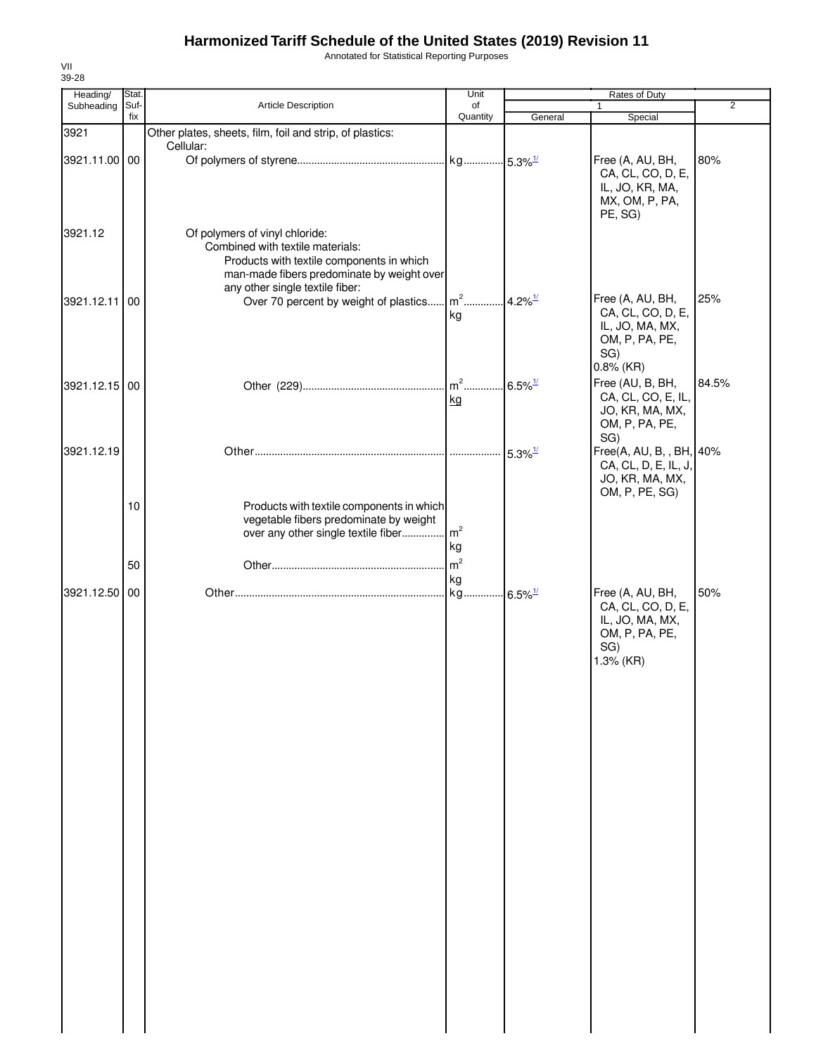# Harmonized Tariff Schedule of the United States (2019) Revision 11

Annotated for Statistical Reporting Purposes

VII
39-28

| Heading/ Subheading | Stat. Suf- fix | Article Description | Unit of Quantity | Rates of Duty 1 General | Special | 2 |
|---|---|---|---|---|---|---|
| 3921 | | Other plates, sheets, film, foil and strip, of plastics: | | | | |
| | | Cellular: | | | | |
| 3921.11.00 | 00 | Of polymers of styrene | kg | 5.3%[1/] | Free (A, AU, BH, CA, CL, CO, D, E, IL, JO, KR, MA, MX, OM, P, PA, PE, SG) | 80% |
| 3921.12 | | Of polymers of vinyl chloride: | | | | |
| | | Combined with textile materials: | | | | |
| | | Products with textile components in which man-made fibers predominate by weight over any other single textile fiber: | | | | |
| 3921.12.11 | 00 | Over 70 percent by weight of plastics | $m^2$ kg | 4.2%[1/] | Free (A, AU, BH, CA, CL, CO, D, E, IL, JO, MA, MX, OM, P, PA, PE, SG) 0.8% (KR) | 25% |
| 3921.12.15 | 00 | Other (229) | $m^2$ kg | 6.5%[1/] | Free (AU, B, BH, CA, CL, CO, E, IL, JO, KR, MA, MX, OM, P, PA, PE, SG) | 84.5% |
| 3921.12.19 | | Other | | 5.3%[1/] | Free(A, AU, B, , BH, CA, CL, D, E, IL, J, JO, KR, MA, MX, OM, P, PE, SG) | 40% |
| | 10 | Products with textile components in which vegetable fibers predominate by weight over any other single textile fiber | $m^2$ kg | | | |
| | 50 | Other | $m^2$ kg | | | |
| 3921.12.50 | 00 | Other | kg | 6.5%[1/] | Free (A, AU, BH, CA, CL, CO, D, E, IL, JO, MA, MX, OM, P, PA, PE, SG) 1.3% (KR) | 50% |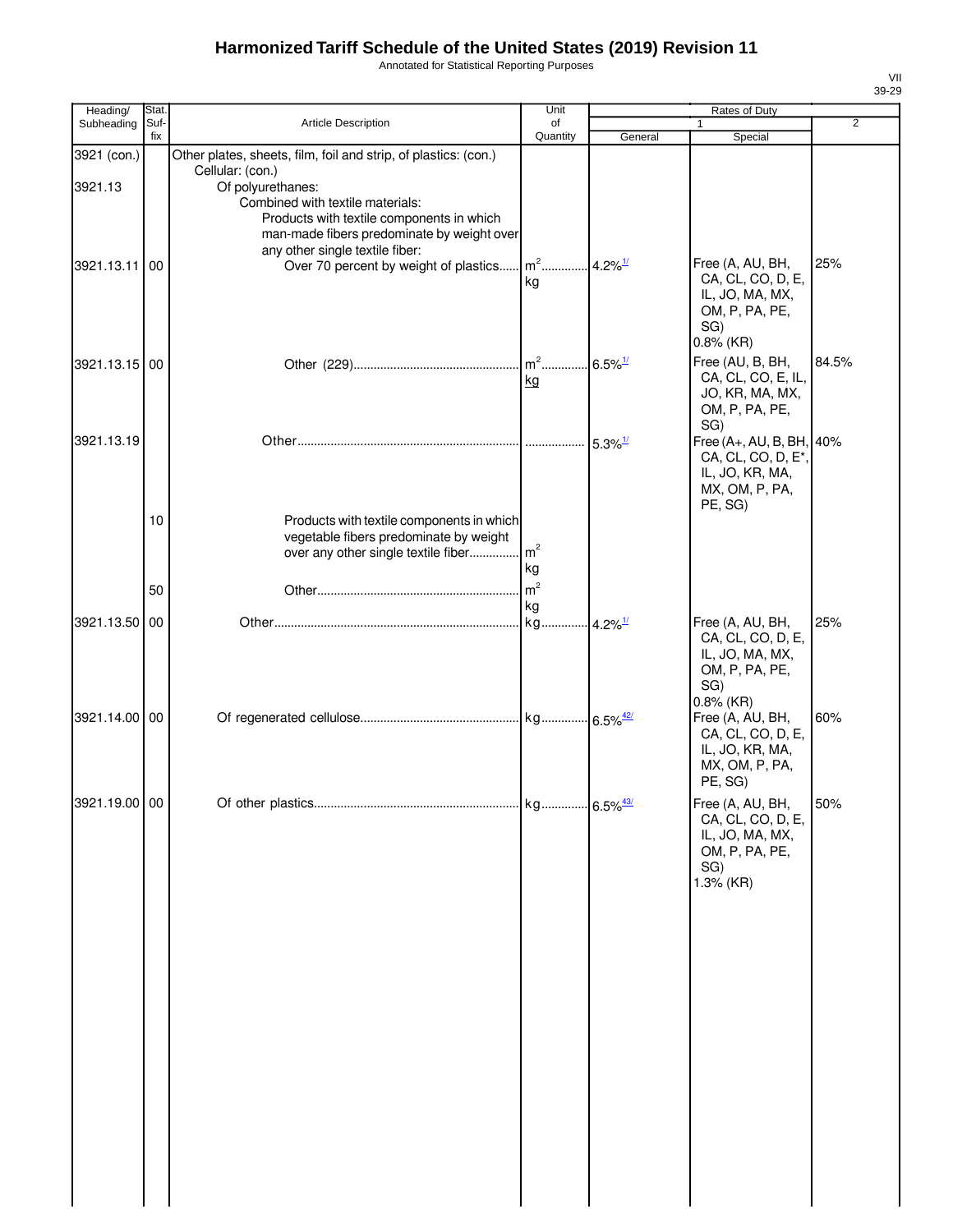# Harmonized Tariff Schedule of the United States (2019) Revision 11

Annotated for Statistical Reporting Purposes

VII
39-29

| Heading/ Subheading | Stat. Suf- fix | Article Description | Unit of Quantity | Rates of Duty 1 General | Special | 2 |
|---|---|---|---|---|---|---|
| 3921 (con.) | | Other plates, sheets, film, foil and strip, of plastics: (con.) | | | | |
| | | Cellular: (con.) | | | | |
| 3921.13 | | Of polyurethanes: | | | | |
| | | Combined with textile materials: | | | | |
| | | Products with textile components in which man-made fibers predominate by weight over any other single textile fiber: | | | | |
| 3921.13.11 | 00 | Over 70 percent by weight of plastics | $m^2$ kg | 4.2%[1/] | Free (A, AU, BH, CA, CL, CO, D, E, IL, JO, MA, MX, OM, P, PA, PE, SG) 0.8% (KR) | 25% |
| 3921.13.15 | 00 | Other (229) | $m^2$ kg | 6.5%[1/] | Free (AU, B, BH, CA, CL, CO, E, IL, JO, KR, MA, MX, OM, P, PA, PE, SG) | 84.5% |
| 3921.13.19 | | Other | | 5.3%[1/] | Free (A+, AU, B, BH, CA, CL, CO, D, E*, IL, JO, KR, MA, MX, OM, P, PA, PE, SG) | 40% |
| | 10 | Products with textile components in which vegetable fibers predominate by weight over any other single textile fiber | $m^2$ kg | | | |
| | 50 | Other | $m^2$ kg | | | |
| 3921.13.50 | 00 | Other | kg | 4.2%[1/] | Free (A, AU, BH, CA, CL, CO, D, E, IL, JO, MA, MX, OM, P, PA, PE, SG) 0.8% (KR) | 25% |
| 3921.14.00 | 00 | Of regenerated cellulose | kg | 6.5%[42/] | Free (A, AU, BH, CA, CL, CO, D, E, IL, JO, KR, MA, MX, OM, P, PA, PE, SG) | 60% |
| 3921.19.00 | 00 | Of other plastics | kg | 6.5%[43/] | Free (A, AU, BH, CA, CL, CO, D, E, IL, JO, MA, MX, OM, P, PA, PE, SG) 1.3% (KR) | 50% |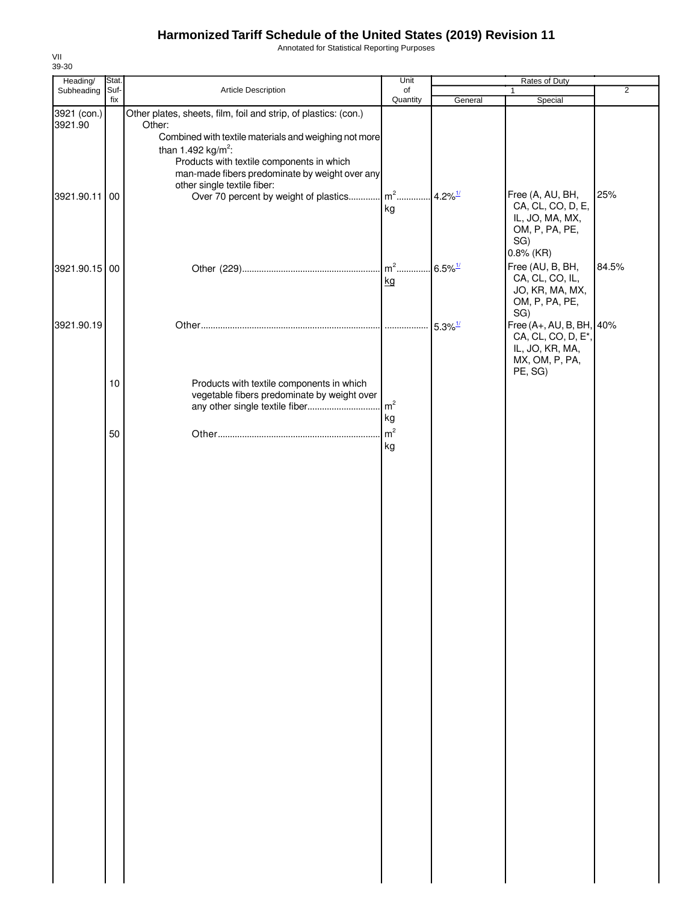# Harmonized Tariff Schedule of the United States (2019) Revision 11

Annotated for Statistical Reporting Purposes

VII
39-30

| Heading/ Subheading | Stat. Suf- fix | Article Description | Unit of Quantity | Rates of Duty 1 General | Special | 2 |
|---|---|---|---|---|---|---|
| 3921 (con.) | | Other plates, sheets, film, foil and strip, of plastics: (con.) | | | | |
| 3921.90 | | Other: | | | | |
| | | Combined with textile materials and weighing not more than 1.492 kg/m$^2$: | | | | |
| | | Products with textile components in which man-made fibers predominate by weight over any other single textile fiber: | | | | |
| 3921.90.11 | 00 | Over 70 percent by weight of plastics | m$^2$ kg | 4.2%[1/] | Free (A, AU, BH, CA, CL, CO, D, E, IL, JO, MA, MX, OM, P, PA, PE, SG) 0.8% (KR) | 25% |
| 3921.90.15 | 00 | Other (229) | m$^2$ kg | 6.5%[1/] | Free (AU, B, BH, CA, CL, CO, IL, JO, KR, MA, MX, OM, P, PA, PE, SG) | 84.5% |
| 3921.90.19 | | Other | | 5.3%[1/] | Free (A+, AU, B, BH, CA, CL, CO, D, E*, IL, JO, KR, MA, MX, OM, P, PA, PE, SG) | 40% |
| | 10 | Products with textile components in which vegetable fibers predominate by weight over any other single textile fiber | m$^2$ kg | | | |
| | 50 | Other | m$^2$ kg | | | |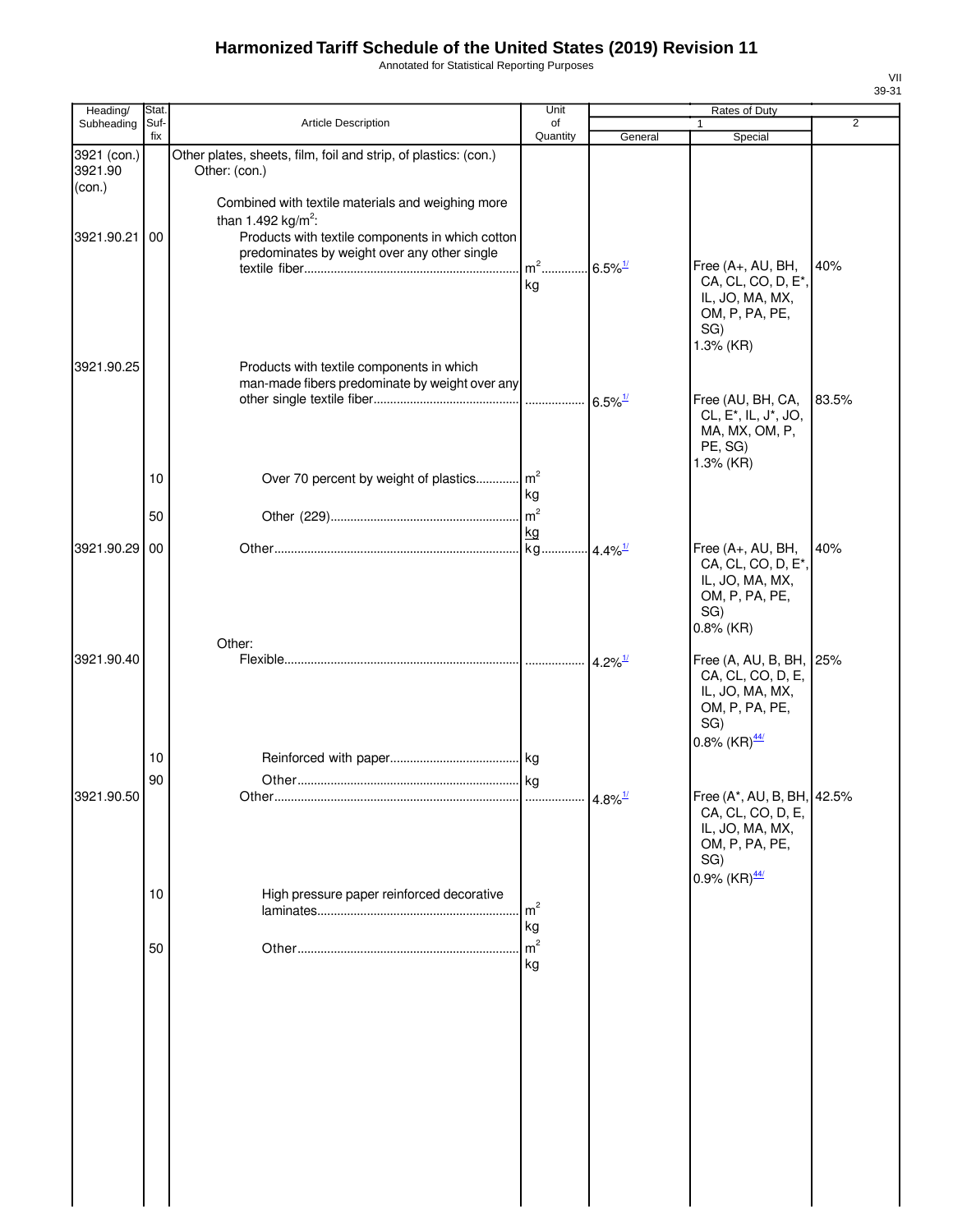# Harmonized Tariff Schedule of the United States (2019) Revision 11

Annotated for Statistical Reporting Purposes

VII
39-31

| Heading/ Subheading | Stat. Suf- fix | Article Description | Unit of Quantity | Rates of Duty 1 General | Special | 2 |
|---|---|---|---|---|---|---|
| 3921 (con.) 3921.90 (con.) | | Other plates, sheets, film, foil and strip, of plastics: (con.) Other: (con.) | | | | |
| | | Combined with textile materials and weighing more than 1.492 kg/m$^2$: | | | | |
| 3921.90.21 | 00 | Products with textile components in which cotton predominates by weight over any other single textile fiber | m$^2$ kg | 6.5%[1/] | Free (A+, AU, BH, CA, CL, CO, D, E*, IL, JO, MA, MX, OM, P, PA, PE, SG) 1.3% (KR) | 40% |
| 3921.90.25 | | Products with textile components in which man-made fibers predominate by weight over any other single textile fiber | | 6.5%[1/] | Free (AU, BH, CA, CL, E*, IL, J*, JO, MA, MX, OM, P, PE, SG) 1.3% (KR) | 83.5% |
| | 10 | Over 70 percent by weight of plastics | m$^2$ kg | | | |
| | 50 | Other (229) | m$^2$ kg | | | |
| 3921.90.29 | 00 | Other | kg | 4.4%[1/] | Free (A+, AU, BH, CA, CL, CO, D, E*, IL, JO, MA, MX, OM, P, PA, PE, SG) 0.8% (KR) | 40% |
| | | Other: | | | | |
| 3921.90.40 | | Flexible | | 4.2%[1/] | Free (A, AU, B, BH, CA, CL, CO, D, E, IL, JO, MA, MX, OM, P, PA, PE, SG) 0.8% (KR)[44/] | 25% |
| | 10 | Reinforced with paper | kg | | | |
| | 90 | Other | kg | | | |
| 3921.90.50 | | Other | | 4.8%[1/] | Free (A*, AU, B, BH, CA, CL, CO, D, E, IL, JO, MA, MX, OM, P, PA, PE, SG) 0.9% (KR)[44/] | 42.5% |
| | 10 | High pressure paper reinforced decorative laminates | m$^2$ kg | | | |
| | 50 | Other | m$^2$ kg | | | |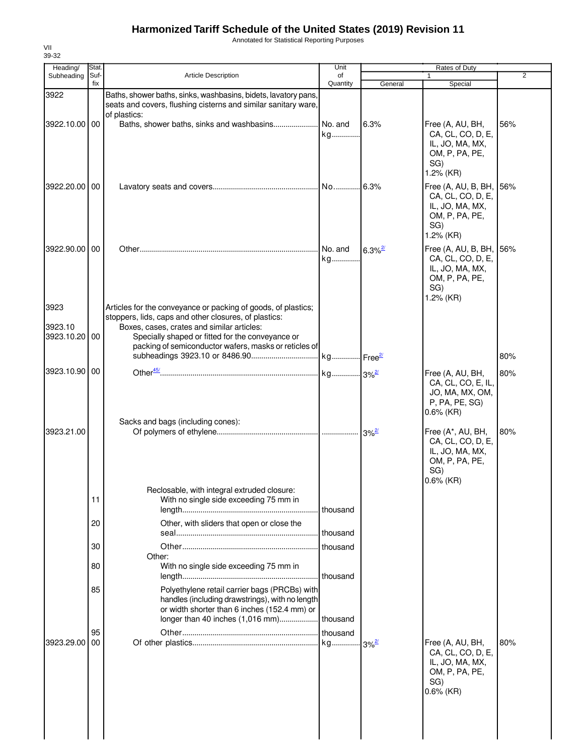# Harmonized Tariff Schedule of the United States (2019) Revision 11

Annotated for Statistical Reporting Purposes

VII
39-32

| Heading/ Subheading | Stat. Suf- fix | Article Description | Unit of Quantity | Rates of Duty 1 General | Special | 2 |
|---|---|---|---|---|---|---|
| 3922 | | Baths, shower baths, sinks, washbasins, bidets, lavatory pans, seats and covers, flushing cisterns and similar sanitary ware, of plastics: | | | | |
| 3922.10.00 | 00 | Baths, shower baths, sinks and washbasins | No. and kg | 6.3% | Free (A, AU, BH, CA, CL, CO, D, E, IL, JO, MA, MX, OM, P, PA, PE, SG) 1.2% (KR) | 56% |
| 3922.20.00 | 00 | Lavatory seats and covers | No. | 6.3% | Free (A, AU, B, BH, CA, CL, CO, D, E, IL, JO, MA, MX, OM, P, PA, PE, SG) 1.2% (KR) | 56% |
| 3922.90.00 | 00 | Other | No. and kg | 6.3%[2/] | Free (A, AU, B, BH, CA, CL, CO, D, E, IL, JO, MA, MX, OM, P, PA, PE, SG) 1.2% (KR) | 56% |
| 3923 | | Articles for the conveyance or packing of goods, of plastics; stoppers, lids, caps and other closures, of plastics: | | | | |
| 3923.10 | | Boxes, cases, crates and similar articles: | | | | |
| 3923.10.20 | 00 | Specially shaped or fitted for the conveyance or packing of semiconductor wafers, masks or reticles of subheadings 3923.10 or 8486.90 | kg | Free[2/] | | 80% |
| 3923.10.90 | 00 | Other[45/] | kg | 3%[2/] | Free (A, AU, BH, CA, CL, CO, E, IL, JO, MA, MX, OM, P, PA, PE, SG) 0.6% (KR) | 80% |
| | | Sacks and bags (including cones): | | | | |
| 3923.21.00 | | Of polymers of ethylene | | 3%[2/] | Free (A*, AU, BH, CA, CL, CO, D, E, IL, JO, MA, MX, OM, P, PA, PE, SG) 0.6% (KR) | 80% |
| | | Reclosable, with integral extruded closure: | | | | |
| | 11 | With no single side exceeding 75 mm in length | thousand | | | |
| | 20 | Other, with sliders that open or close the seal | thousand | | | |
| | 30 | Other | thousand | | | |
| | | Other: | | | | |
| | 80 | With no single side exceeding 75 mm in length | thousand | | | |
| | 85 | Polyethylene retail carrier bags (PRCBs) with handles (including drawstrings), with no length or width shorter than 6 inches (152.4 mm) or longer than 40 inches (1,016 mm) | thousand | | | |
| | 95 | Other | thousand | | | |
| 3923.29.00 | 00 | Of other plastics | kg | 3%[2/] | Free (A, AU, BH, CA, CL, CO, D, E, IL, JO, MA, MX, OM, P, PA, PE, SG) 0.6% (KR) | 80% |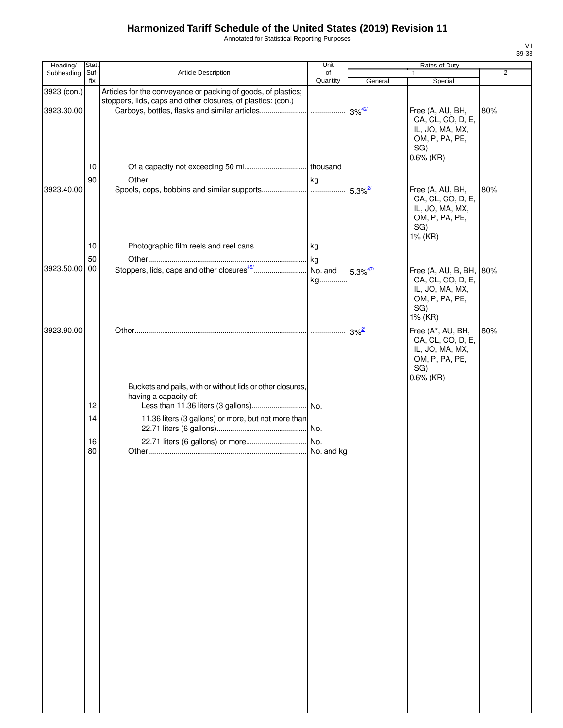# Harmonized Tariff Schedule of the United States (2019) Revision 11

Annotated for Statistical Reporting Purposes

VII
39-33

| Heading/ Subheading | Stat. Suf- fix | Article Description | Unit of Quantity | Rates of Duty 1 General | Rates of Duty 1 Special | 2 |
|---|---|---|---|---|---|---|
| 3923 (con.) | | Articles for the conveyance or packing of goods, of plastics; stoppers, lids, caps and other closures, of plastics: (con.) | | | | |
| 3923.30.00 | | Carboys, bottles, flasks and similar articles | | 3%[46/] | Free (A, AU, BH, CA, CL, CO, D, E, IL, JO, MA, MX, OM, P, PA, PE, SG) 0.6% (KR) | 80% |
| | 10 | Of a capacity not exceeding 50 ml | thousand | | | |
| | 90 | Other | kg | | | |
| 3923.40.00 | | Spools, cops, bobbins and similar supports | | 5.3%[2/] | Free (A, AU, BH, CA, CL, CO, D, E, IL, JO, MA, MX, OM, P, PA, PE, SG) 1% (KR) | 80% |
| | 10 | Photographic film reels and reel cans | kg | | | |
| | 50 | Other | kg | | | |
| 3923.50.00 | 00 | Stoppers, lids, caps and other closures[45/] | No. and kg | 5.3%[47/] | Free (A, AU, B, BH, CA, CL, CO, D, E, IL, JO, MA, MX, OM, P, PA, PE, SG) 1% (KR) | 80% |
| 3923.90.00 | | Other | | 3%[2/] | Free (A*, AU, BH, CA, CL, CO, D, E, IL, JO, MA, MX, OM, P, PA, PE, SG) 0.6% (KR) | 80% |
| | | Buckets and pails, with or without lids or other closures, having a capacity of: | | | | |
| | 12 | Less than 11.36 liters (3 gallons) | No. | | | |
| | 14 | 11.36 liters (3 gallons) or more, but not more than 22.71 liters (6 gallons) | No. | | | |
| | 16 | 22.71 liters (6 gallons) or more | No. | | | |
| | 80 | Other | No. and kg | | | |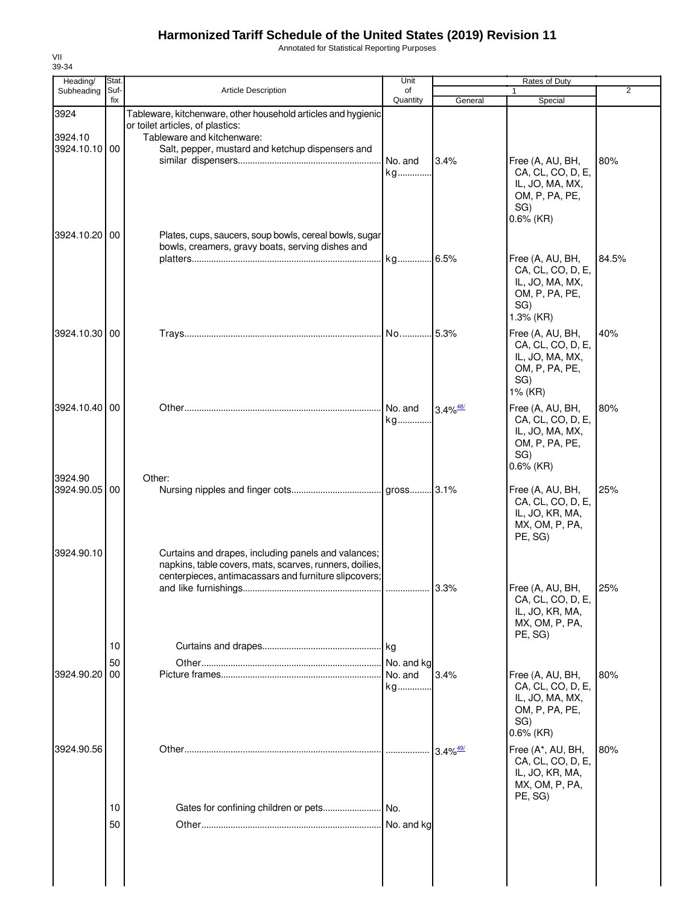# Harmonized Tariff Schedule of the United States (2019) Revision 11

Annotated for Statistical Reporting Purposes

VII
39-34

| Heading/ Subheading | Stat. Suf- fix | Article Description | Unit of Quantity | Rates of Duty 1 General | Special | 2 |
|---|---|---|---|---|---|---|
| 3924 | | Tableware, kitchenware, other household articles and hygienic or toilet articles, of plastics: | | | | |
| 3924.10 | | Tableware and kitchenware: | | | | |
| 3924.10.10 | 00 | Salt, pepper, mustard and ketchup dispensers and similar dispensers | No. and kg | 3.4% | Free (A, AU, BH, CA, CL, CO, D, E, IL, JO, MA, MX, OM, P, PA, PE, SG) 0.6% (KR) | 80% |
| 3924.10.20 | 00 | Plates, cups, saucers, soup bowls, cereal bowls, sugar bowls, creamers, gravy boats, serving dishes and platters | kg | 6.5% | Free (A, AU, BH, CA, CL, CO, D, E, IL, JO, MA, MX, OM, P, PA, PE, SG) 1.3% (KR) | 84.5% |
| 3924.10.30 | 00 | Trays | No. | 5.3% | Free (A, AU, BH, CA, CL, CO, D, E, IL, JO, MA, MX, OM, P, PA, PE, SG) 1% (KR) | 40% |
| 3924.10.40 | 00 | Other | No. and kg | 3.4% [48/] | Free (A, AU, BH, CA, CL, CO, D, E, IL, JO, MA, MX, OM, P, PA, PE, SG) 0.6% (KR) | 80% |
| 3924.90 | | Other: | | | | |
| 3924.90.05 | 00 | Nursing nipples and finger cots | gross | 3.1% | Free (A, AU, BH, CA, CL, CO, D, E, IL, JO, KR, MA, MX, OM, P, PA, PE, SG) | 25% |
| 3924.90.10 | | Curtains and drapes, including panels and valances; napkins, table covers, mats, scarves, runners, doilies, centerpieces, antimacassars and furniture slipcovers; and like furnishings | | 3.3% | Free (A, AU, BH, CA, CL, CO, D, E, IL, JO, KR, MA, MX, OM, P, PA, PE, SG) | 25% |
| | 10 | Curtains and drapes | kg | | | |
| | 50 | Other | No. and kg | | | |
| 3924.90.20 | 00 | Picture frames | No. and kg | 3.4% | Free (A, AU, BH, CA, CL, CO, D, E, IL, JO, MA, MX, OM, P, PA, PE, SG) 0.6% (KR) | 80% |
| 3924.90.56 | | Other | | 3.4% [49/] | Free (A*, AU, BH, CA, CL, CO, D, E, IL, JO, KR, MA, MX, OM, P, PA, PE, SG) | 80% |
| | 10 | Gates for confining children or pets | No. | | | |
| | 50 | Other | No. and kg | | | |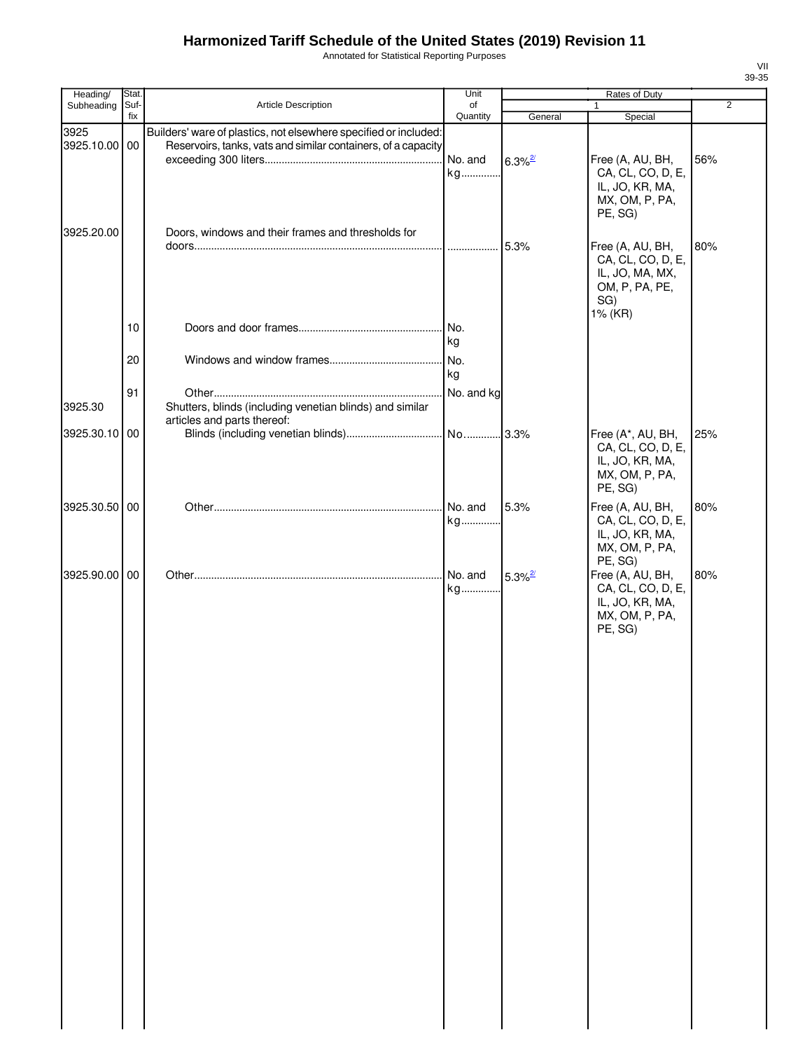# Harmonized Tariff Schedule of the United States (2019) Revision 11

Annotated for Statistical Reporting Purposes

VII
39-35

| Heading/ Subheading | Stat. Suf- fix | Article Description | Unit of Quantity | Rates of Duty | | |
|---|---|---|---|---|---|---|
| | | | | 1 | | 2 |
| | | | | General | Special | |
| 3925 | | Builders' ware of plastics, not elsewhere specified or included: | | | | |
| 3925.10.00 | 00 | Reservoirs, tanks, vats and similar containers, of a capacity exceeding 300 liters | No. and kg | 6.3%[2/] | Free (A, AU, BH, CA, CL, CO, D, E, IL, JO, KR, MA, MX, OM, P, PA, PE, SG) | 56% |
| 3925.20.00 | | Doors, windows and their frames and thresholds for doors | | 5.3% | Free (A, AU, BH, CA, CL, CO, D, E, IL, JO, MA, MX, OM, P, PA, PE, SG) 1% (KR) | 80% |
| | 10 | Doors and door frames | No. kg | | | |
| | 20 | Windows and window frames | No. kg | | | |
| | 91 | Other | No. and kg | | | |
| 3925.30 | | Shutters, blinds (including venetian blinds) and similar articles and parts thereof: | | | | |
| 3925.30.10 | 00 | Blinds (including venetian blinds) | No. | 3.3% | Free (A*, AU, BH, CA, CL, CO, D, E, IL, JO, KR, MA, MX, OM, P, PA, PE, SG) | 25% |
| 3925.30.50 | 00 | Other | No. and kg | 5.3% | Free (A, AU, BH, CA, CL, CO, D, E, IL, JO, KR, MA, MX, OM, P, PA, PE, SG) | 80% |
| 3925.90.00 | 00 | Other | No. and kg | 5.3%[2/] | Free (A, AU, BH, CA, CL, CO, D, E, IL, JO, KR, MA, MX, OM, P, PA, PE, SG) | 80% |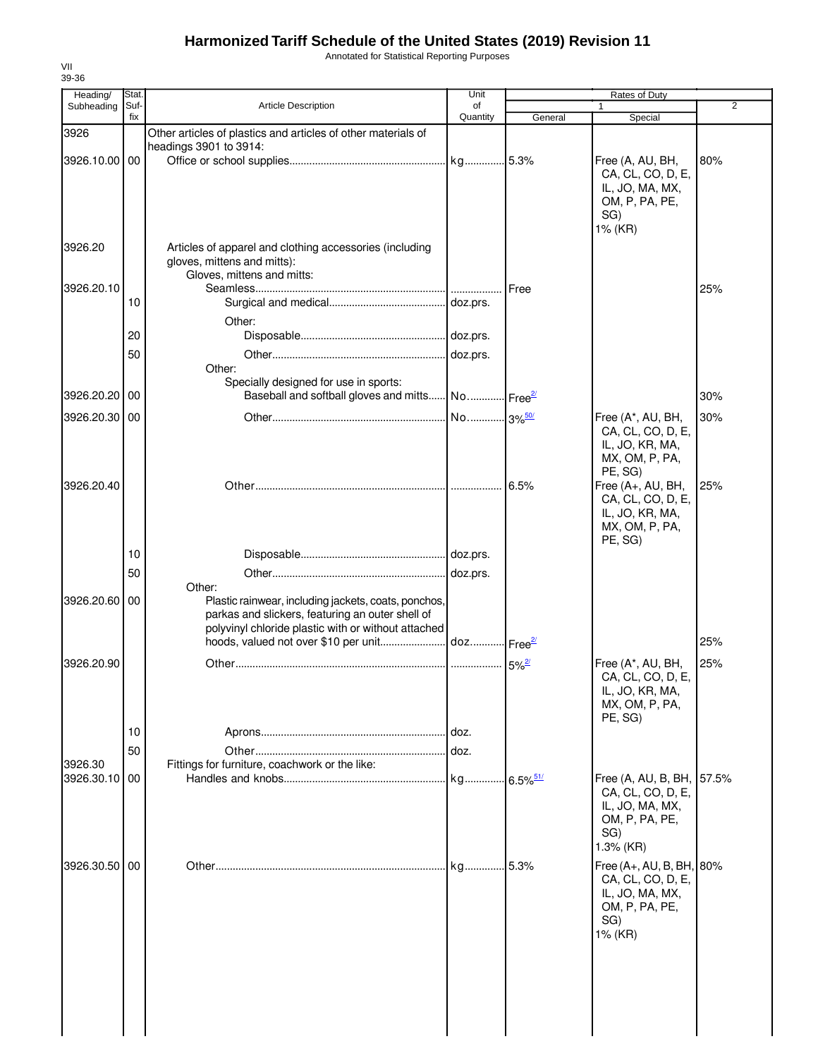# Harmonized Tariff Schedule of the United States (2019) Revision 11

Annotated for Statistical Reporting Purposes

VII
39-36

| Heading/ Subheading | Stat. Suf- fix | Article Description | Unit of Quantity | Rates of Duty 1 General | Rates of Duty 1 Special | Rates of Duty 2 |
|---|---|---|---|---|---|---|
| 3926 | | Other articles of plastics and articles of other materials of headings 3901 to 3914: | | | | |
| 3926.10.00 | 00 | Office or school supplies | kg | 5.3% | Free (A, AU, BH, CA, CL, CO, D, E, IL, JO, MA, MX, OM, P, PA, PE, SG) 1% (KR) | 80% |
| 3926.20 | | Articles of apparel and clothing accessories (including gloves, mittens and mitts): | | | | |
| | | Gloves, mittens and mitts: | | | | |
| 3926.20.10 | | Seamless | | Free | | 25% |
| | 10 | Surgical and medical | doz.prs. | | | |
| | | Other: | | | | |
| | 20 | Disposable | doz.prs. | | | |
| | 50 | Other | doz.prs. | | | |
| | | Other: | | | | |
| | | Specially designed for use in sports: | | | | |
| 3926.20.20 | 00 | Baseball and softball gloves and mitts | No. | Free[2/] | | 30% |
| 3926.20.30 | 00 | Other | No. | 3%[50/] | Free (A*, AU, BH, CA, CL, CO, D, E, IL, JO, KR, MA, MX, OM, P, PA, PE, SG) | 30% |
| 3926.20.40 | | Other | | 6.5% | Free (A+, AU, BH, CA, CL, CO, D, E, IL, JO, KR, MA, MX, OM, P, PA, PE, SG) | 25% |
| | 10 | Disposable | doz.prs. | | | |
| | 50 | Other | doz.prs. | | | |
| | | Other: | | | | |
| 3926.20.60 | 00 | Plastic rainwear, including jackets, coats, ponchos, parkas and slickers, featuring an outer shell of polyvinyl chloride plastic with or without attached hoods, valued not over $10 per unit | doz. | Free[2/] | | 25% |
| 3926.20.90 | | Other | | 5%[2/] | Free (A*, AU, BH, CA, CL, CO, D, E, IL, JO, KR, MA, MX, OM, P, PA, PE, SG) | 25% |
| | 10 | Aprons | doz. | | | |
| | 50 | Other | doz. | | | |
| 3926.30 | | Fittings for furniture, coachwork or the like: | | | | |
| 3926.30.10 | 00 | Handles and knobs | kg | 6.5%[51/] | Free (A, AU, B, BH, CA, CL, CO, D, E, IL, JO, MA, MX, OM, P, PA, PE, SG) 1.3% (KR) | 57.5% |
| 3926.30.50 | 00 | Other | kg | 5.3% | Free (A+, AU, B, BH, CA, CL, CO, D, E, IL, JO, MA, MX, OM, P, PA, PE, SG) 1% (KR) | 80% |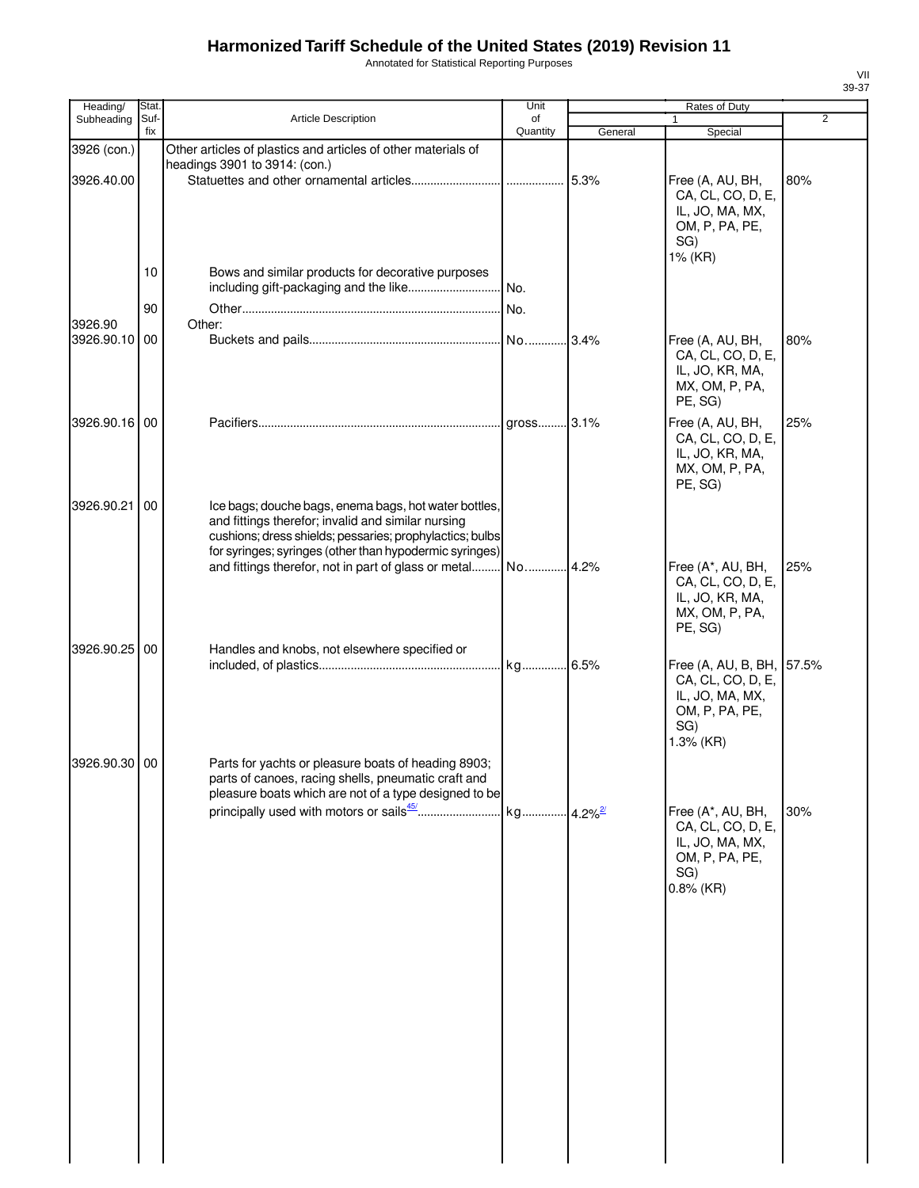# Harmonized Tariff Schedule of the United States (2019) Revision 11

Annotated for Statistical Reporting Purposes

| Heading/ Subheading | Stat. Suf-fix | Article Description | Unit of Quantity | Rates of Duty 1 General | Rates of Duty 1 Special | Rates of Duty 2 |
|---|---|---|---|---|---|---|
| 3926 (con.) | | Other articles of plastics and articles of other materials of headings 3901 to 3914: (con.) | | | | |
| 3926.40.00 | | Statuettes and other ornamental articles | | 5.3% | Free (A, AU, BH, CA, CL, CO, D, E, IL, JO, MA, MX, OM, P, PA, PE, SG) 1% (KR) | 80% |
| | 10 | Bows and similar products for decorative purposes including gift-packaging and the like | No. | | | |
| | 90 | Other | No. | | | |
| 3926.90 | | Other: | | | | |
| 3926.90.10 | 00 | Buckets and pails | No. | 3.4% | Free (A, AU, BH, CA, CL, CO, D, E, IL, JO, KR, MA, MX, OM, P, PA, PE, SG) | 80% |
| 3926.90.16 | 00 | Pacifiers | gross | 3.1% | Free (A, AU, BH, CA, CL, CO, D, E, IL, JO, KR, MA, MX, OM, P, PA, PE, SG) | 25% |
| 3926.90.21 | 00 | Ice bags; douche bags, enema bags, hot water bottles, and fittings therefor; invalid and similar nursing cushions; dress shields; pessaries; prophylactics; bulbs for syringes; syringes (other than hypodermic syringes) and fittings therefor, not in part of glass or metal | No. | 4.2% | Free (A*, AU, BH, CA, CL, CO, D, E, IL, JO, KR, MA, MX, OM, P, PA, PE, SG) | 25% |
| 3926.90.25 | 00 | Handles and knobs, not elsewhere specified or included, of plastics | kg | 6.5% | Free (A, AU, B, BH, CA, CL, CO, D, E, IL, JO, MA, MX, OM, P, PA, PE, SG) 1.3% (KR) | 57.5% |
| 3926.90.30 | 00 | Parts for yachts or pleasure boats of heading 8903; parts of canoes, racing shells, pneumatic craft and pleasure boats which are not of a type designed to be principally used with motors or sails[45/] | kg | 4.2%[2/] | Free (A*, AU, BH, CA, CL, CO, D, E, IL, JO, MA, MX, OM, P, PA, PE, SG) 0.8% (KR) | 30% |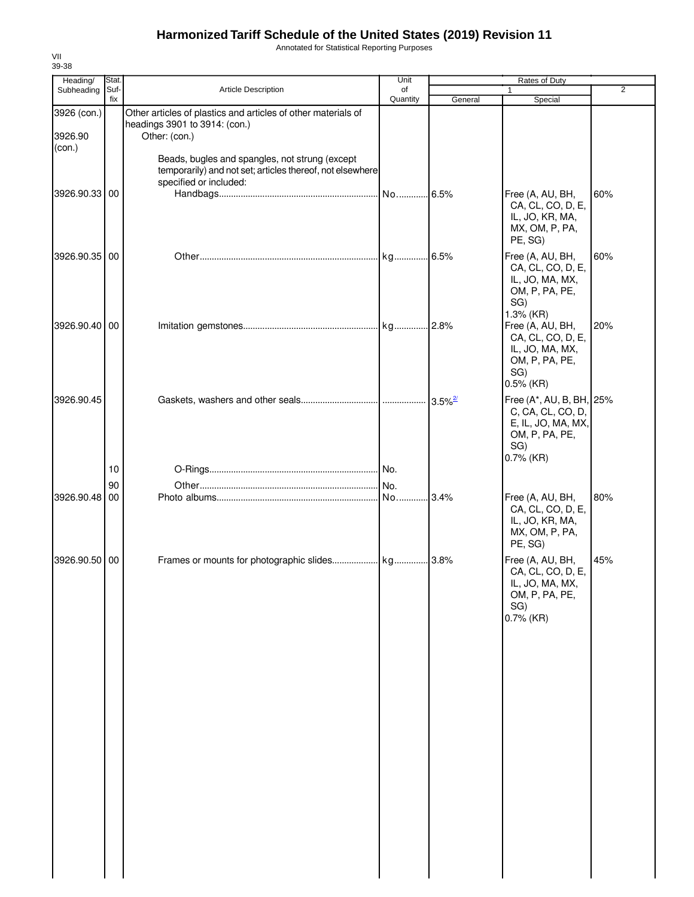# Harmonized Tariff Schedule of the United States (2019) Revision 11

Annotated for Statistical Reporting Purposes

VII
39-38

| Heading/ Subheading | Stat. Suf- fix | Article Description | Unit of Quantity | Rates of Duty 1 General | Special | 2 |
|---|---|---|---|---|---|---|
| 3926 (con.) | | Other articles of plastics and articles of other materials of headings 3901 to 3914: (con.) | | | | |
| 3926.90 (con.) | | Other: (con.) | | | | |
| | | Beads, bugles and spangles, not strung (except temporarily) and not set; articles thereof, not elsewhere specified or included: | | | | |
| 3926.90.33 | 00 | Handbags | No. | 6.5% | Free (A, AU, BH, CA, CL, CO, D, E, IL, JO, KR, MA, MX, OM, P, PA, PE, SG) | 60% |
| 3926.90.35 | 00 | Other | kg | 6.5% | Free (A, AU, BH, CA, CL, CO, D, E, IL, JO, MA, MX, OM, P, PA, PE, SG) 1.3% (KR) | 60% |
| 3926.90.40 | 00 | Imitation gemstones | kg | 2.8% | Free (A, AU, BH, CA, CL, CO, D, E, IL, JO, MA, MX, OM, P, PA, PE, SG) 0.5% (KR) | 20% |
| 3926.90.45 | | Gaskets, washers and other seals | | 3.5%[2/] | Free (A*, AU, B, BH, C, CA, CL, CO, D, E, IL, JO, MA, MX, OM, P, PA, PE, SG) 0.7% (KR) | 25% |
| | 10 | O-Rings | No. | | | |
| | 90 | Other | No. | | | |
| 3926.90.48 | 00 | Photo albums | No. | 3.4% | Free (A, AU, BH, CA, CL, CO, D, E, IL, JO, KR, MA, MX, OM, P, PA, PE, SG) | 80% |
| 3926.90.50 | 00 | Frames or mounts for photographic slides | kg | 3.8% | Free (A, AU, BH, CA, CL, CO, D, E, IL, JO, MA, MX, OM, P, PA, PE, SG) 0.7% (KR) | 45% |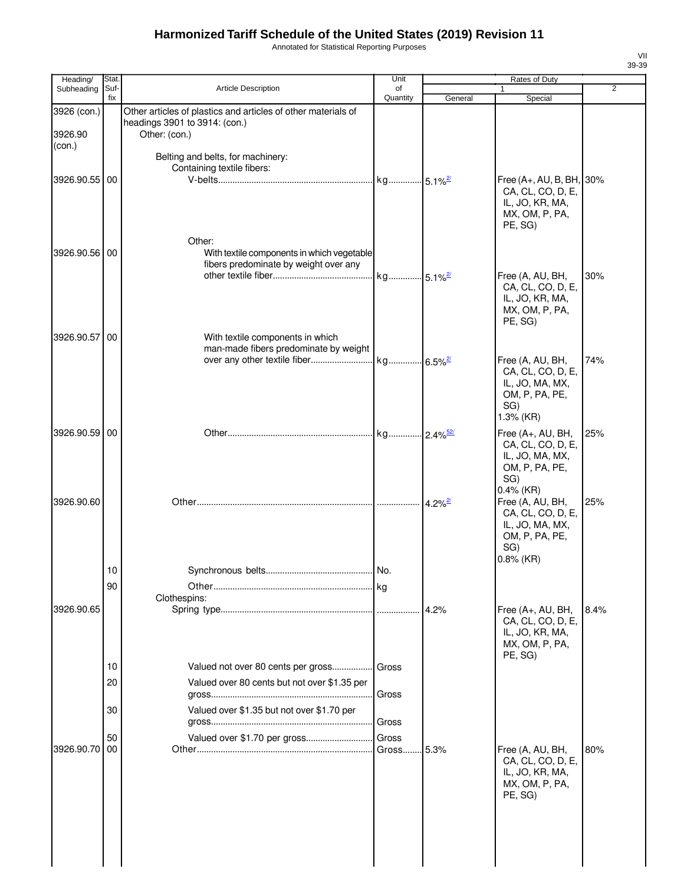# Harmonized Tariff Schedule of the United States (2019) Revision 11

Annotated for Statistical Reporting Purposes

| Heading/ Subheading | Stat. Suf-fix | Article Description | Unit of Quantity | Rates of Duty 1 General | Rates of Duty 1 Special | Rates of Duty 2 |
|---|---|---|---|---|---|---|
| 3926 (con.) | | Other articles of plastics and articles of other materials of headings 3901 to 3914: (con.) | | | | |
| 3926.90 (con.) | | Other: (con.) | | | | |
| | | Belting and belts, for machinery: | | | | |
| | | Containing textile fibers: | | | | |
| 3926.90.55 | 00 | V-belts | kg | 5.1%[2/] | Free (A+, AU, B, BH, CA, CL, CO, D, E, IL, JO, KR, MA, MX, OM, P, PA, PE, SG) | 30% |
| | | Other: | | | | |
| 3926.90.56 | 00 | With textile components in which vegetable fibers predominate by weight over any other textile fiber | kg | 5.1%[2/] | Free (A, AU, BH, CA, CL, CO, D, E, IL, JO, KR, MA, MX, OM, P, PA, PE, SG) | 30% |
| 3926.90.57 | 00 | With textile components in which man-made fibers predominate by weight over any other textile fiber | kg | 6.5%[2/] | Free (A, AU, BH, CA, CL, CO, D, E, IL, JO, MA, MX, OM, P, PA, PE, SG) 1.3% (KR) | 74% |
| 3926.90.59 | 00 | Other | kg | 2.4%[52/] | Free (A+, AU, BH, CA, CL, CO, D, E, IL, JO, MA, MX, OM, P, PA, PE, SG) 0.4% (KR) | 25% |
| 3926.90.60 | | Other | | 4.2%[2/] | Free (A, AU, BH, CA, CL, CO, D, E, IL, JO, MA, MX, OM, P, PA, PE, SG) 0.8% (KR) | 25% |
| | 10 | Synchronous belts | No. | | | |
| | 90 | Other | kg | | | |
| | | Clothespins: | | | | |
| 3926.90.65 | | Spring type | | 4.2% | Free (A+, AU, BH, CA, CL, CO, D, E, IL, JO, KR, MA, MX, OM, P, PA, PE, SG) | 8.4% |
| | 10 | Valued not over 80 cents per gross | Gross | | | |
| | 20 | Valued over 80 cents but not over $1.35 per gross | Gross | | | |
| | 30 | Valued over $1.35 but not over $1.70 per gross | Gross | | | |
| | 50 | Valued over $1.70 per gross | Gross | | | |
| 3926.90.70 | 00 | Other | Gross | 5.3% | Free (A, AU, BH, CA, CL, CO, D, E, IL, JO, KR, MA, MX, OM, P, PA, PE, SG) | 80% |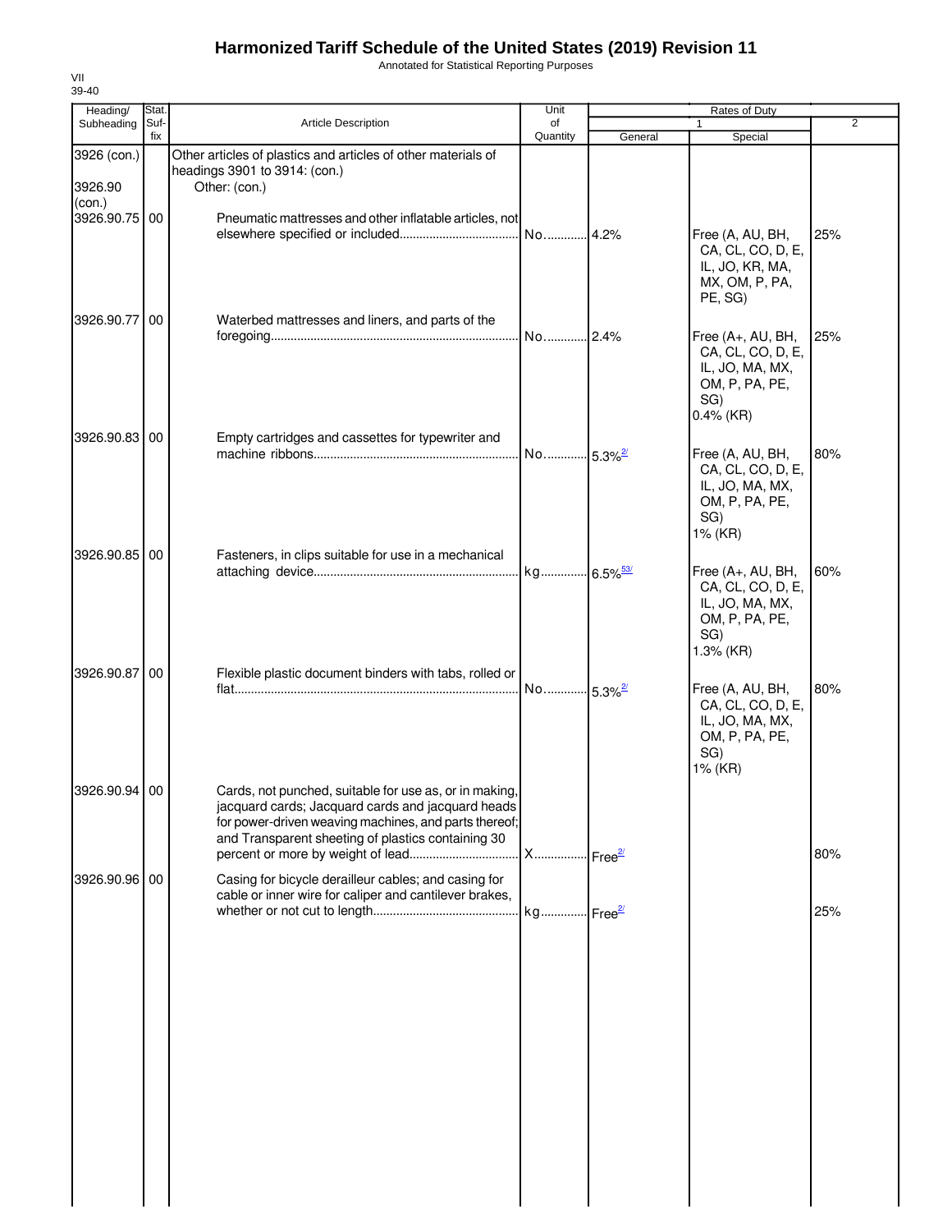# Harmonized Tariff Schedule of the United States (2019) Revision 11

Annotated for Statistical Reporting Purposes

VII
39-40

| Heading/ Subheading | Stat. Suf- fix | Article Description | Unit of Quantity | Rates of Duty 1 General | Special | 2 |
|---|---|---|---|---|---|---|
| 3926 (con.) | | Other articles of plastics and articles of other materials of headings 3901 to 3914: (con.) | | | | |
| 3926.90 (con.) | | Other: (con.) | | | | |
| 3926.90.75 | 00 | Pneumatic mattresses and other inflatable articles, not elsewhere specified or included | No. | 4.2% | Free (A, AU, BH, CA, CL, CO, D, E, IL, JO, KR, MA, MX, OM, P, PA, PE, SG) | 25% |
| 3926.90.77 | 00 | Waterbed mattresses and liners, and parts of the foregoing | No. | 2.4% | Free (A+, AU, BH, CA, CL, CO, D, E, IL, JO, MA, MX, OM, P, PA, PE, SG) 0.4% (KR) | 25% |
| 3926.90.83 | 00 | Empty cartridges and cassettes for typewriter and machine ribbons | No. | 5.3%[2/] | Free (A, AU, BH, CA, CL, CO, D, E, IL, JO, MA, MX, OM, P, PA, PE, SG) 1% (KR) | 80% |
| 3926.90.85 | 00 | Fasteners, in clips suitable for use in a mechanical attaching device | kg | 6.5%[53/] | Free (A+, AU, BH, CA, CL, CO, D, E, IL, JO, MA, MX, OM, P, PA, PE, SG) 1.3% (KR) | 60% |
| 3926.90.87 | 00 | Flexible plastic document binders with tabs, rolled or flat | No. | 5.3%[2/] | Free (A, AU, BH, CA, CL, CO, D, E, IL, JO, MA, MX, OM, P, PA, PE, SG) 1% (KR) | 80% |
| 3926.90.94 | 00 | Cards, not punched, suitable for use as, or in making, jacquard cards; Jacquard cards and jacquard heads for power-driven weaving machines, and parts thereof; and Transparent sheeting of plastics containing 30 percent or more by weight of lead | X | Free[2/] | | 80% |
| 3926.90.96 | 00 | Casing for bicycle derailleur cables; and casing for cable or inner wire for caliper and cantilever brakes, whether or not cut to length | kg | Free[2/] | | 25% |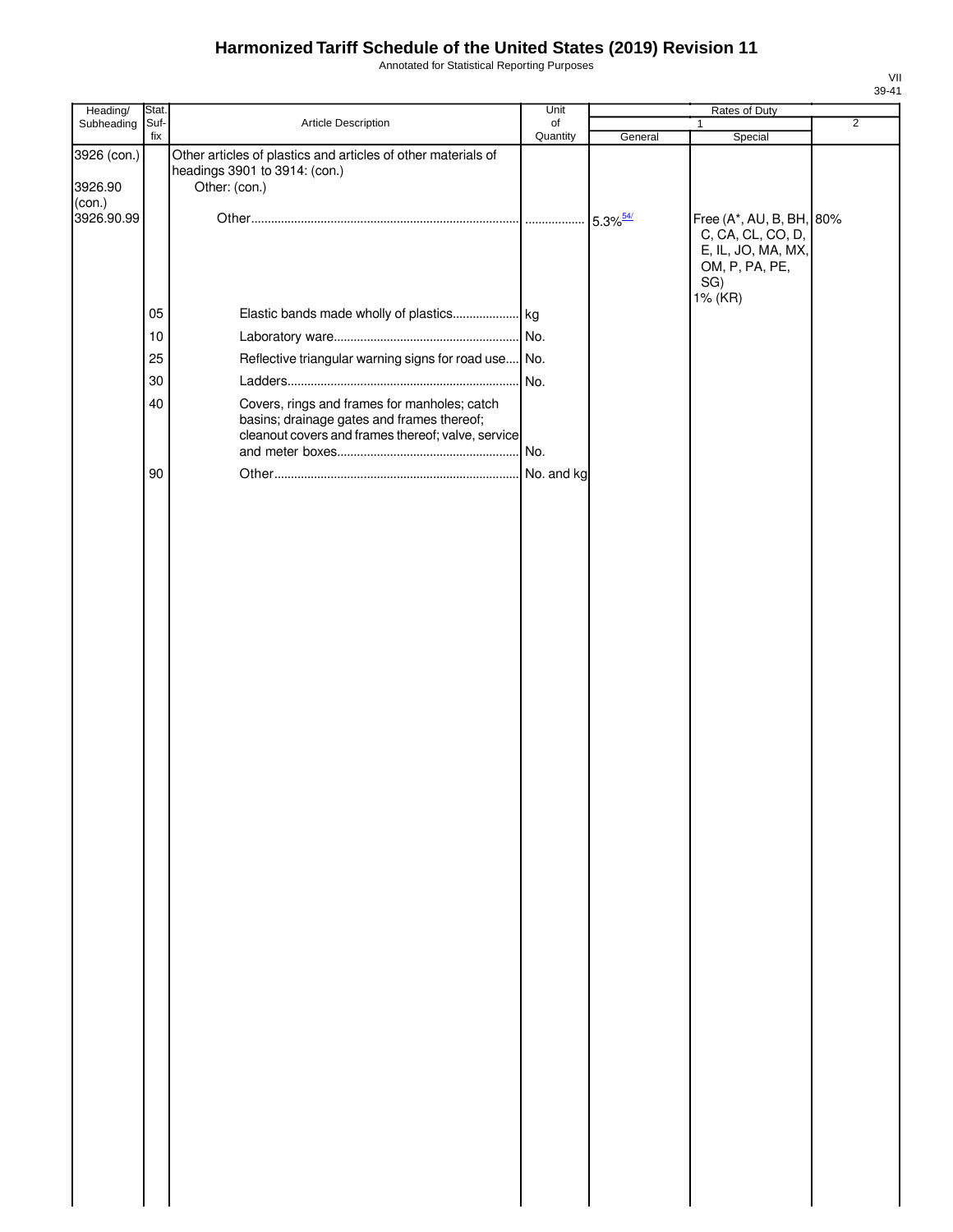# Harmonized Tariff Schedule of the United States (2019) Revision 11

Annotated for Statistical Reporting Purposes

VII
39-41

| Heading/ Subheading | Stat. Suf- fix | Article Description | Unit of Quantity | Rates of Duty | | |
|---|---|---|---|---|---|---|
| | | | | 1 | | 2 |
| | | | | General | Special | |
| 3926 (con.) | | Other articles of plastics and articles of other materials of headings 3901 to 3914: (con.) | | | | |
| 3926.90 (con.) | | Other: (con.) | | | | |
| 3926.90.99 | | Other | | 5.3%[54/] | Free (A*, AU, B, BH, C, CA, CL, CO, D, E, IL, JO, MA, MX, OM, P, PA, PE, SG) 1% (KR) | 80% |
| | 05 | Elastic bands made wholly of plastics | kg | | | |
| | 10 | Laboratory ware | No. | | | |
| | 25 | Reflective triangular warning signs for road use | No. | | | |
| | 30 | Ladders | No. | | | |
| | 40 | Covers, rings and frames for manholes; catch basins; drainage gates and frames thereof; cleanout covers and frames thereof; valve, service and meter boxes | No. | | | |
| | 90 | Other | No. and kg | | | |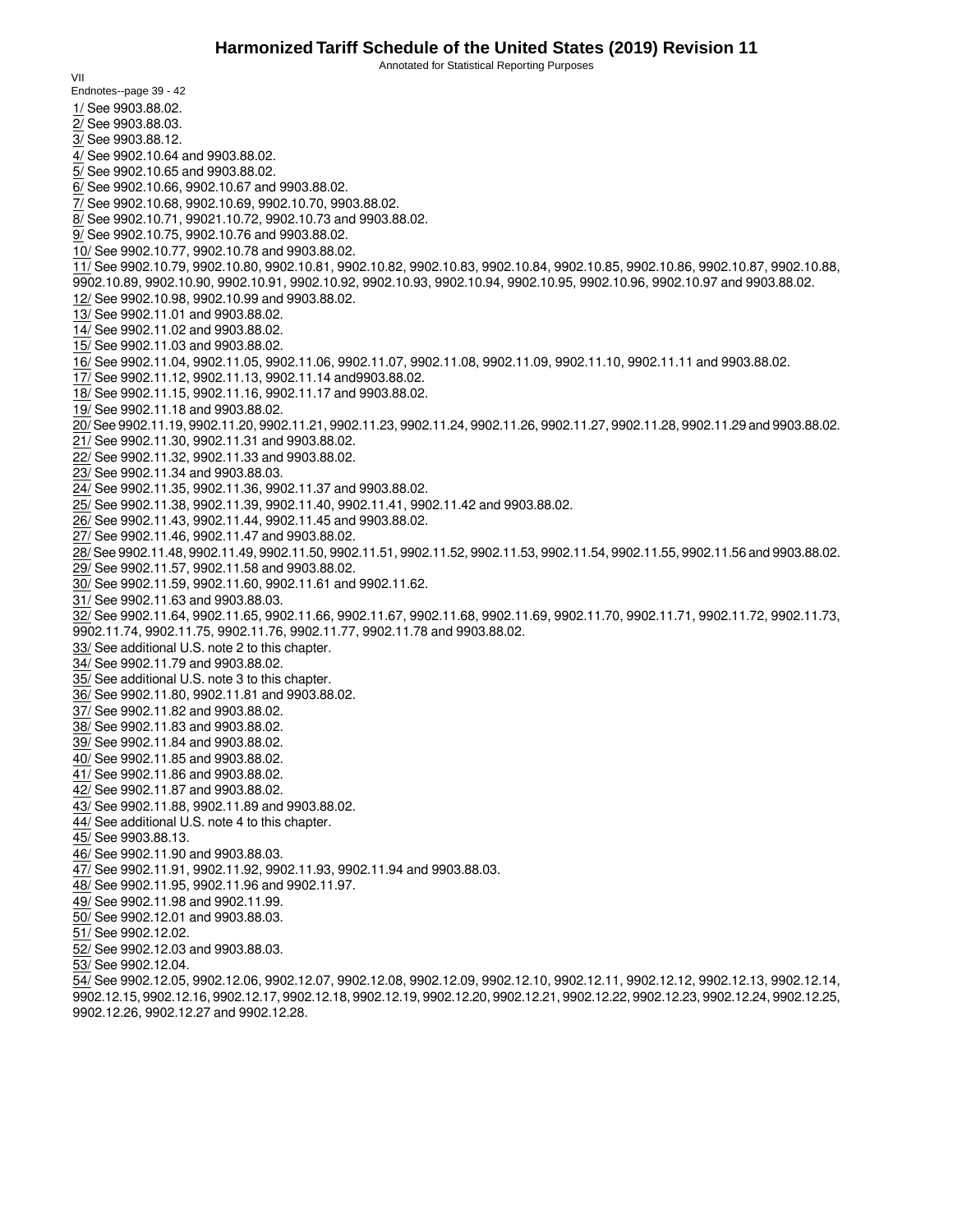VII

Endnotes--page 39 - 42

1/ See 9903.88.02.

2/ See 9903.88.03.

3/ See 9903.88.12.

4/ See 9902.10.64 and 9903.88.02.

5/ See 9902.10.65 and 9903.88.02.

6/ See 9902.10.66, 9902.10.67 and 9903.88.02.

7/ See 9902.10.68, 9902.10.69, 9902.10.70, 9903.88.02.

8/ See 9902.10.71, 99021.10.72, 9902.10.73 and 9903.88.02.

9/ See 9902.10.75, 9902.10.76 and 9903.88.02.

10/ See 9902.10.77, 9902.10.78 and 9903.88.02.

11/ See 9902.10.79, 9902.10.80, 9902.10.81, 9902.10.82, 9902.10.83, 9902.10.84, 9902.10.85, 9902.10.86, 9902.10.87, 9902.10.88, 9902.10.89, 9902.10.90, 9902.10.91, 9902.10.92, 9902.10.93, 9902.10.94, 9902.10.95, 9902.10.96, 9902.10.97 and 9903.88.02.

12/ See 9902.10.98, 9902.10.99 and 9903.88.02.

13/ See 9902.11.01 and 9903.88.02.

14/ See 9902.11.02 and 9903.88.02.

15/ See 9902.11.03 and 9903.88.02.

16/ See 9902.11.04, 9902.11.05, 9902.11.06, 9902.11.07, 9902.11.08, 9902.11.09, 9902.11.10, 9902.11.11 and 9903.88.02.

17/ See 9902.11.12, 9902.11.13, 9902.11.14 and9903.88.02.

18/ See 9902.11.15, 9902.11.16, 9902.11.17 and 9903.88.02.

19/ See 9902.11.18 and 9903.88.02.

20/ See 9902.11.19, 9902.11.20, 9902.11.21, 9902.11.23, 9902.11.24, 9902.11.26, 9902.11.27, 9902.11.28, 9902.11.29 and 9903.88.02.

21/ See 9902.11.30, 9902.11.31 and 9903.88.02.

22/ See 9902.11.32, 9902.11.33 and 9903.88.02.

23/ See 9902.11.34 and 9903.88.03.

24/ See 9902.11.35, 9902.11.36, 9902.11.37 and 9903.88.02.

25/ See 9902.11.38, 9902.11.39, 9902.11.40, 9902.11.41, 9902.11.42 and 9903.88.02.

26/ See 9902.11.43, 9902.11.44, 9902.11.45 and 9903.88.02.

27/ See 9902.11.46, 9902.11.47 and 9903.88.02.

28/ See 9902.11.48, 9902.11.49, 9902.11.50, 9902.11.51, 9902.11.52, 9902.11.53, 9902.11.54, 9902.11.55, 9902.11.56 and 9903.88.02.

29/ See 9902.11.57, 9902.11.58 and 9903.88.02.

30/ See 9902.11.59, 9902.11.60, 9902.11.61 and 9902.11.62.

31/ See 9902.11.63 and 9903.88.03.

32/ See 9902.11.64, 9902.11.65, 9902.11.66, 9902.11.67, 9902.11.68, 9902.11.69, 9902.11.70, 9902.11.71, 9902.11.72, 9902.11.73, 9902.11.74, 9902.11.75, 9902.11.76, 9902.11.77, 9902.11.78 and 9903.88.02.

33/ See additional U.S. note 2 to this chapter.

34/ See 9902.11.79 and 9903.88.02.

35/ See additional U.S. note 3 to this chapter.

36/ See 9902.11.80, 9902.11.81 and 9903.88.02.

37/ See 9902.11.82 and 9903.88.02.

38/ See 9902.11.83 and 9903.88.02.

39/ See 9902.11.84 and 9903.88.02.

40/ See 9902.11.85 and 9903.88.02.

41/ See 9902.11.86 and 9903.88.02.

42/ See 9902.11.87 and 9903.88.02.

43/ See 9902.11.88, 9902.11.89 and 9903.88.02.

44/ See additional U.S. note 4 to this chapter.

45/ See 9903.88.13.

46/ See 9902.11.90 and 9903.88.03.

47/ See 9902.11.91, 9902.11.92, 9902.11.93, 9902.11.94 and 9903.88.03.

48/ See 9902.11.95, 9902.11.96 and 9902.11.97.

49/ See 9902.11.98 and 9902.11.99.

50/ See 9902.12.01 and 9903.88.03.

51/ See 9902.12.02.

52/ See 9902.12.03 and 9903.88.03.

53/ See 9902.12.04.

54/ See 9902.12.05, 9902.12.06, 9902.12.07, 9902.12.08, 9902.12.09, 9902.12.10, 9902.12.11, 9902.12.12, 9902.12.13, 9902.12.14, 9902.12.15, 9902.12.16, 9902.12.17, 9902.12.18, 9902.12.19, 9902.12.20, 9902.12.21, 9902.12.22, 9902.12.23, 9902.12.24, 9902.12.25, 9902.12.26, 9902.12.27 and 9902.12.28.